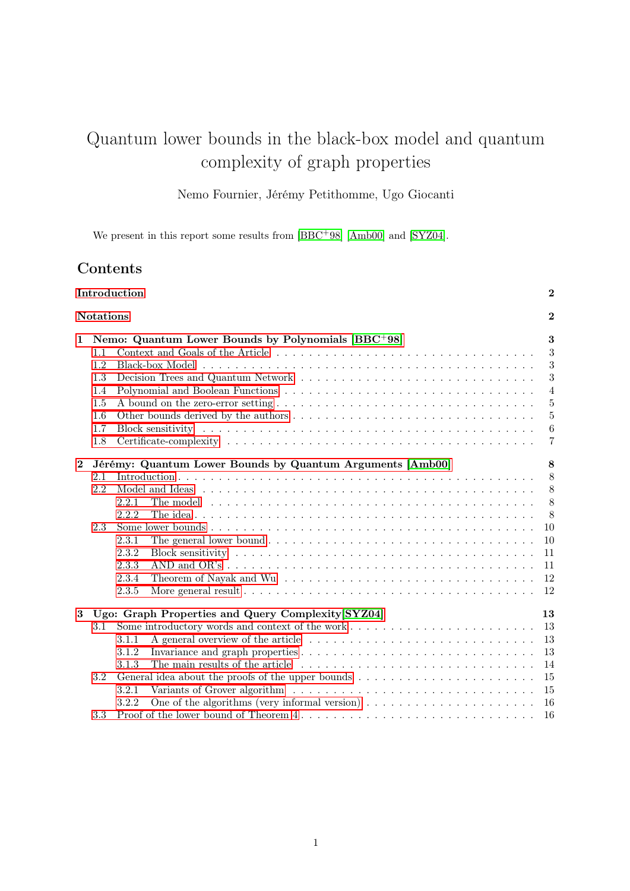# Quantum lower bounds in the black-box model and quantum complexity of graph properties

Nemo Fournier, Jérémy Petithomme, Ugo Giocanti

We present in this report some results from [BBC+98], [Amb00] and [SYZ04].

## Contents

**Introduction** — 2

**Notations** — 2

**1 Nemo: Quantum Lower Bounds by Polynomials [BBC+98]** — 3
- 1.1 Context and Goals of the Article — 3
- 1.2 Black-box Model — 3
- 1.3 Decision Trees and Quantum Network — 3
- 1.4 Polynomial and Boolean Functions — 4
- 1.5 A bound on the zero-error setting — 5
- 1.6 Other bounds derived by the authors — 5
- 1.7 Block sensitivity — 6
- 1.8 Certificate-complexity — 7

**2 Jérémy: Quantum Lower Bounds by Quantum Arguments [Amb00]** — 8
- 2.1 Introduction — 8
- 2.2 Model and Ideas — 8
  - 2.2.1 The model — 8
  - 2.2.2 The idea — 8
- 2.3 Some lower bounds — 10
  - 2.3.1 The general lower bound — 10
  - 2.3.2 Block sensitivity — 11
  - 2.3.3 AND and OR's — 11
  - 2.3.4 Theorem of Nayak and Wu — 12
  - 2.3.5 More general result — 12

**3 Ugo: Graph Properties and Query Complexity [SYZ04]** — 13
- 3.1 Some introductory words and context of the work — 13
  - 3.1.1 A general overview of the article — 13
  - 3.1.2 Invariance and graph properties — 13
  - 3.1.3 The main results of the article — 14
- 3.2 General idea about the proofs of the upper bounds — 15
  - 3.2.1 Variants of Grover algorithm — 15
  - 3.2.2 One of the algorithms (very informal version) — 16
- 3.3 Proof of the lower bound of Theorem 4 — 16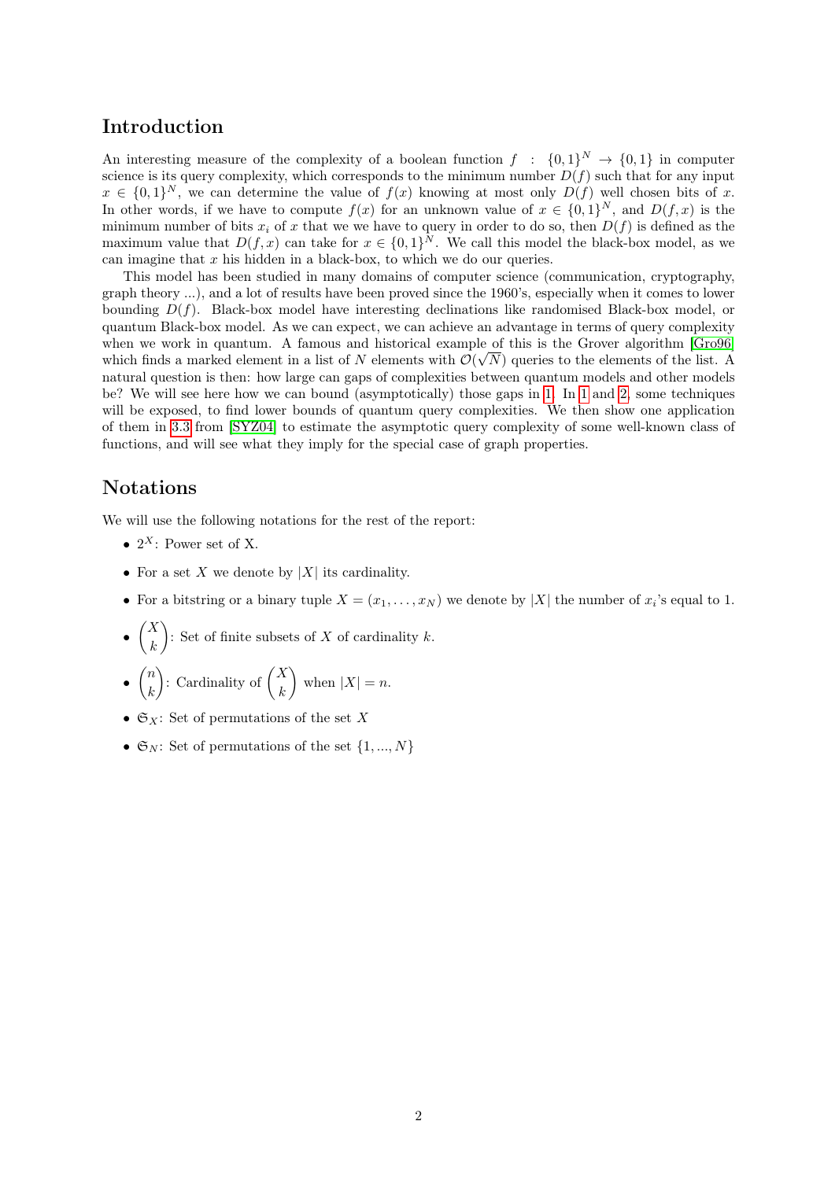## Introduction

An interesting measure of the complexity of a boolean function $f : \{0,1\}^N \to \{0,1\}$ in computer science is its query complexity, which corresponds to the minimum number $D(f)$ such that for any input $x \in \{0,1\}^N$, we can determine the value of $f(x)$ knowing at most only $D(f)$ well chosen bits of $x$. In other words, if we have to compute $f(x)$ for an unknown value of $x \in \{0,1\}^N$, and $D(f,x)$ is the minimum number of bits $x_i$ of $x$ that we we have to query in order to do so, then $D(f)$ is defined as the maximum value that $D(f,x)$ can take for $x \in \{0,1\}^N$. We call this model the black-box model, as we can imagine that $x$ his hidden in a black-box, to which we do our queries.

This model has been studied in many domains of computer science (communication, cryptography, graph theory ...), and a lot of results have been proved since the 1960's, especially when it comes to lower bounding $D(f)$. Black-box model have interesting declinations like randomised Black-box model, or quantum Black-box model. As we can expect, we can achieve an advantage in terms of query complexity when we work in quantum. A famous and historical example of this is the Grover algorithm [Gro96] which finds a marked element in a list of $N$ elements with $\mathcal{O}(\sqrt{N})$ queries to the elements of the list. A natural question is then: how large can gaps of complexities between quantum models and other models be? We will see here how we can bound (asymptotically) those gaps in 1. In 1 and 2, some techniques will be exposed, to find lower bounds of quantum query complexities. We then show one application of them in 3.3 from [SYZ04] to estimate the asymptotic query complexity of some well-known class of functions, and will see what they imply for the special case of graph properties.

## Notations

We will use the following notations for the rest of the report:

- $2^X$: Power set of X.
- For a set $X$ we denote by $|X|$ its cardinality.
- For a bitstring or a binary tuple $X = (x_1, \ldots, x_N)$ we denote by $|X|$ the number of $x_i$'s equal to 1.
- $\binom{X}{k}$: Set of finite subsets of $X$ of cardinality $k$.
- $\binom{n}{k}$: Cardinality of $\binom{X}{k}$ when $|X| = n$.
- $\mathfrak{S}_X$: Set of permutations of the set $X$
- $\mathfrak{S}_N$: Set of permutations of the set $\{1, ..., N\}$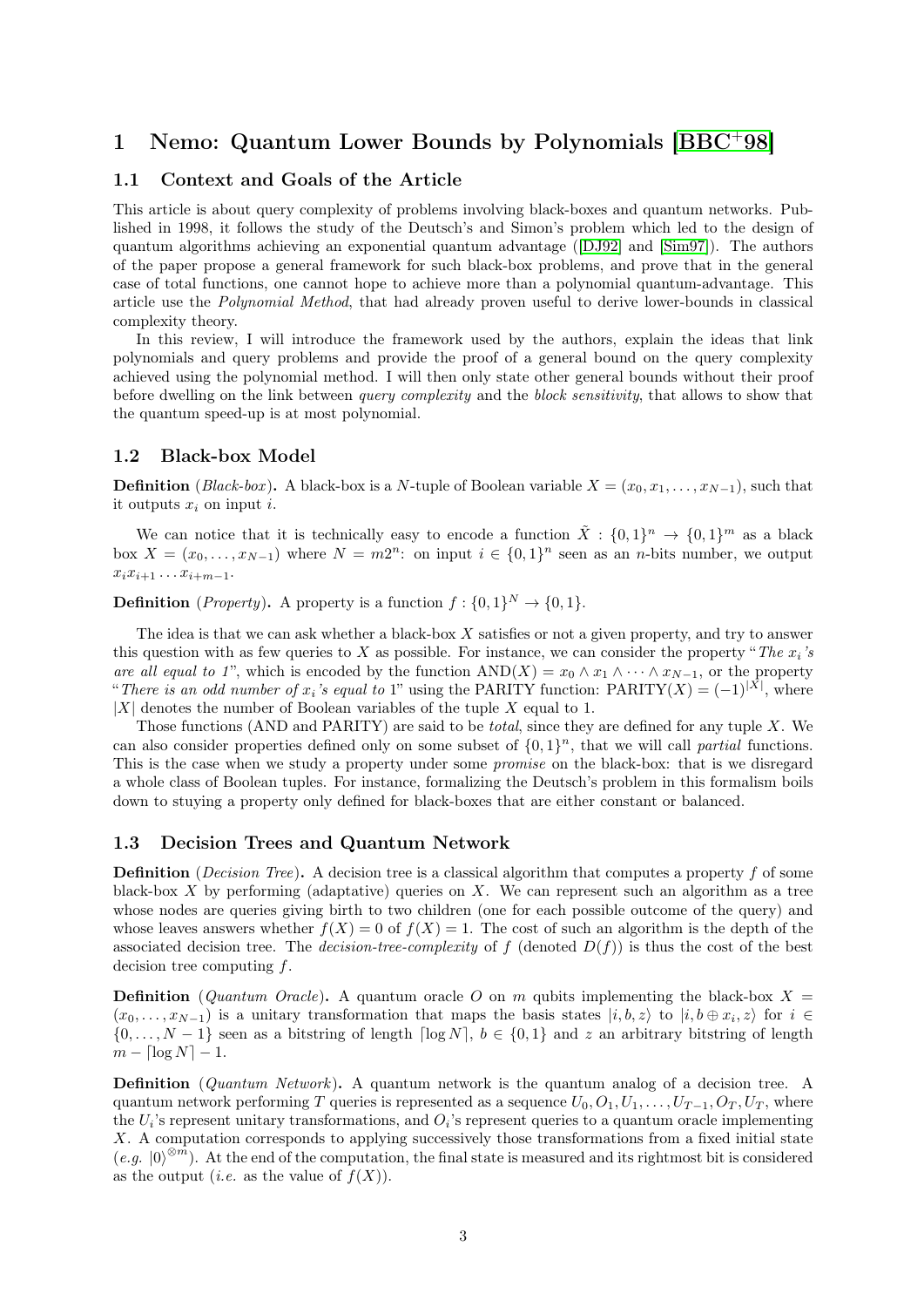# 1 Nemo: Quantum Lower Bounds by Polynomials [BBC+98]

## 1.1 Context and Goals of the Article

This article is about query complexity of problems involving black-boxes and quantum networks. Published in 1998, it follows the study of the Deutsch's and Simon's problem which led to the design of quantum algorithms achieving an exponential quantum advantage ([DJ92] and [Sim97]). The authors of the paper propose a general framework for such black-box problems, and prove that in the general case of total functions, one cannot hope to achieve more than a polynomial quantum-advantage. This article use the *Polynomial Method*, that had already proven useful to derive lower-bounds in classical complexity theory.

In this review, I will introduce the framework used by the authors, explain the ideas that link polynomials and query problems and provide the proof of a general bound on the query complexity achieved using the polynomial method. I will then only state other general bounds without their proof before dwelling on the link between *query complexity* and the *block sensitivity*, that allows to show that the quantum speed-up is at most polynomial.

## 1.2 Black-box Model

**Definition** (*Black-box*)**.** A black-box is a $N$-tuple of Boolean variable $X = (x_0, x_1, \dots, x_{N-1})$, such that it outputs $x_i$ on input $i$.

We can notice that it is technically easy to encode a function $\tilde{X} : \{0,1\}^n \to \{0,1\}^m$ as a black box $X = (x_0, \dots, x_{N-1})$ where $N = m2^n$: on input $i \in \{0,1\}^n$ seen as an $n$-bits number, we output $x_i x_{i+1} \dots x_{i+m-1}$.

**Definition** (*Property*)**.** A property is a function $f : \{0,1\}^N \to \{0,1\}$.

The idea is that we can ask whether a black-box $X$ satisfies or not a given property, and try to answer this question with as few queries to $X$ as possible. For instance, we can consider the property "*The $x_i$'s are all equal to 1*", which is encoded by the function $\text{AND}(X) = x_0 \wedge x_1 \wedge \dots \wedge x_{N-1}$, or the property "*There is an odd number of $x_i$'s equal to* 1" using the PARITY function: $\text{PARITY}(X) = (-1)^{|X|}$, where $|X|$ denotes the number of Boolean variables of the tuple $X$ equal to 1.

Those functions (AND and PARITY) are said to be *total*, since they are defined for any tuple $X$. We can also consider properties defined only on some subset of $\{0,1\}^n$, that we will call *partial* functions. This is the case when we study a property under some *promise* on the black-box: that is we disregard a whole class of Boolean tuples. For instance, formalizing the Deutsch's problem in this formalism boils down to stuying a property only defined for black-boxes that are either constant or balanced.

## 1.3 Decision Trees and Quantum Network

**Definition** (*Decision Tree*)**.** A decision tree is a classical algorithm that computes a property $f$ of some black-box $X$ by performing (adaptative) queries on $X$. We can represent such an algorithm as a tree whose nodes are queries giving birth to two children (one for each possible outcome of the query) and whose leaves answers whether $f(X) = 0$ of $f(X) = 1$. The cost of such an algorithm is the depth of the associated decision tree. The *decision-tree-complexity* of $f$ (denoted $D(f)$) is thus the cost of the best decision tree computing $f$.

**Definition** (*Quantum Oracle*)**.** A quantum oracle $O$ on $m$ qubits implementing the black-box $X = (x_0, \dots, x_{N-1})$ is a unitary transformation that maps the basis states $|i, b, z\rangle$ to $|i, b \oplus x_i, z\rangle$ for $i \in \{0, \dots, N-1\}$ seen as a bitstring of length $\lceil \log N \rceil$, $b \in \{0,1\}$ and $z$ an arbitrary bitstring of length $m - \lceil \log N \rceil - 1$.

**Definition** (*Quantum Network*)**.** A quantum network is the quantum analog of a decision tree. A quantum network performing $T$ queries is represented as a sequence $U_0, O_1, U_1, \dots, U_{T-1}, O_T, U_T$, where the $U_i$'s represent unitary transformations, and $O_i$'s represent queries to a quantum oracle implementing $X$. A computation corresponds to applying successively those transformations from a fixed initial state (*e.g.* $|0\rangle^{\otimes m}$). At the end of the computation, the final state is measured and its rightmost bit is considered as the output (*i.e.* as the value of $f(X)$).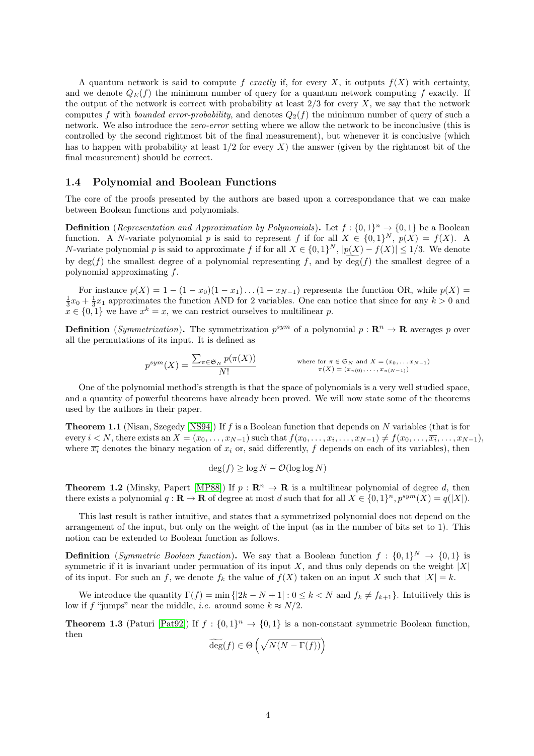A quantum network is said to compute $f$ *exactly* if, for every $X$, it outputs $f(X)$ with certainty, and we denote $Q_E(f)$ the minimum number of query for a quantum network computing $f$ exactly. If the output of the network is correct with probability at least $2/3$ for every $X$, we say that the network computes $f$ with *bounded error-probability*, and denotes $Q_2(f)$ the minimum number of query of such a network. We also introduce the *zero-error* setting where we allow the network to be inconclusive (this is controlled by the second rightmost bit of the final measurement), but whenever it is conclusive (which has to happen with probability at least $1/2$ for every $X$) the answer (given by the rightmost bit of the final measurement) should be correct.

### 1.4 Polynomial and Boolean Functions

The core of the proofs presented by the authors are based upon a correspondance that we can make between Boolean functions and polynomials.

**Definition** (*Representation and Approximation by Polynomials*)**.** Let $f : \{0,1\}^n \to \{0,1\}$ be a Boolean function. A $N$-variate polynomial $p$ is said to represent $f$ if for all $X \in \{0,1\}^N$, $p(X) = f(X)$. A $N$-variate polynomial $p$ is said to approximate $f$ if for all $X \in \{0,1\}^N$, $|p(X) - f(X)| \leq 1/3$. We denote by $\deg(f)$ the smallest degree of a polynomial representing $f$, and by $\widetilde{\deg}(f)$ the smallest degree of a polynomial approximating $f$.

For instance $p(X) = 1 - (1-x_0)(1-x_1)\dots(1-x_{N-1})$ represents the function OR, while $p(X) = \frac{1}{3}x_0 + \frac{1}{3}x_1$ approximates the function AND for 2 variables. One can notice that since for any $k > 0$ and $x \in \{0,1\}$ we have $x^k = x$, we can restrict ourselves to multilinear $p$.

**Definition** (*Symmetrization*)**.** The symmetrization $p^{sym}$ of a polynomial $p : \mathbf{R}^n \to \mathbf{R}$ averages $p$ over all the permutations of its input. It is defined as

$$p^{sym}(X) = \frac{\sum_{\pi \in \mathfrak{S}_N} p(\pi(X))}{N!} \qquad \text{where for } \pi \in \mathfrak{S}_N \text{ and } X = (x_0, \dots x_{N-1}) \; \pi(X) = (x_{\pi(0)}, \dots, x_{\pi(N-1)})$$

One of the polynomial method's strength is that the space of polynomials is a very well studied space, and a quantity of powerful theorems have already been proved. We will now state some of the theorems used by the authors in their paper.

**Theorem 1.1** (Nisan, Szegedy [NS94]) If $f$ is a Boolean function that depends on $N$ variables (that is for every $i < N$, there exists an $X = (x_0, \dots, x_{N-1})$ such that $f(x_0, \dots, x_i, \dots, x_{N-1}) \neq f(x_0, \dots, \overline{x_i}, \dots, x_{N-1})$, where $\overline{x_i}$ denotes the binary negation of $x_i$ or, said differently, $f$ depends on each of its variables), then

$$\deg(f) \geq \log N - \mathcal{O}(\log \log N)$$

**Theorem 1.2** (Minsky, Papert [MP88]) If $p : \mathbf{R}^n \to \mathbf{R}$ is a multilinear polynomial of degree $d$, then there exists a polynomial $q : \mathbf{R} \to \mathbf{R}$ of degree at most $d$ such that for all $X \in \{0,1\}^n$, $p^{sym}(X) = q(|X|)$.

This last result is rather intuitive, and states that a symmetrized polynomial does not depend on the arrangement of the input, but only on the weight of the input (as in the number of bits set to 1). This notion can be extended to Boolean function as follows.

**Definition** (*Symmetric Boolean function*)**.** We say that a Boolean function $f : \{0,1\}^N \to \{0,1\}$ is symmetric if it is invariant under permutation of its input $X$, and thus only depends on the weight $|X|$ of its input. For such an $f$, we denote $f_k$ the value of $f(X)$ taken on an input $X$ such that $|X| = k$.

We introduce the quantity $\Gamma(f) = \min\{|2k - N + 1| : 0 \leq k < N \text{ and } f_k \neq f_{k+1}\}$. Intuitively this is low if $f$ "jumps" near the middle, *i.e.* around some $k \approx N/2$.

**Theorem 1.3** (Paturi [Pat92]) If $f : \{0,1\}^n \to \{0,1\}$ is a non-constant symmetric Boolean function, then

$$\widetilde{\deg}(f) \in \Theta\left(\sqrt{N(N - \Gamma(f))}\right)$$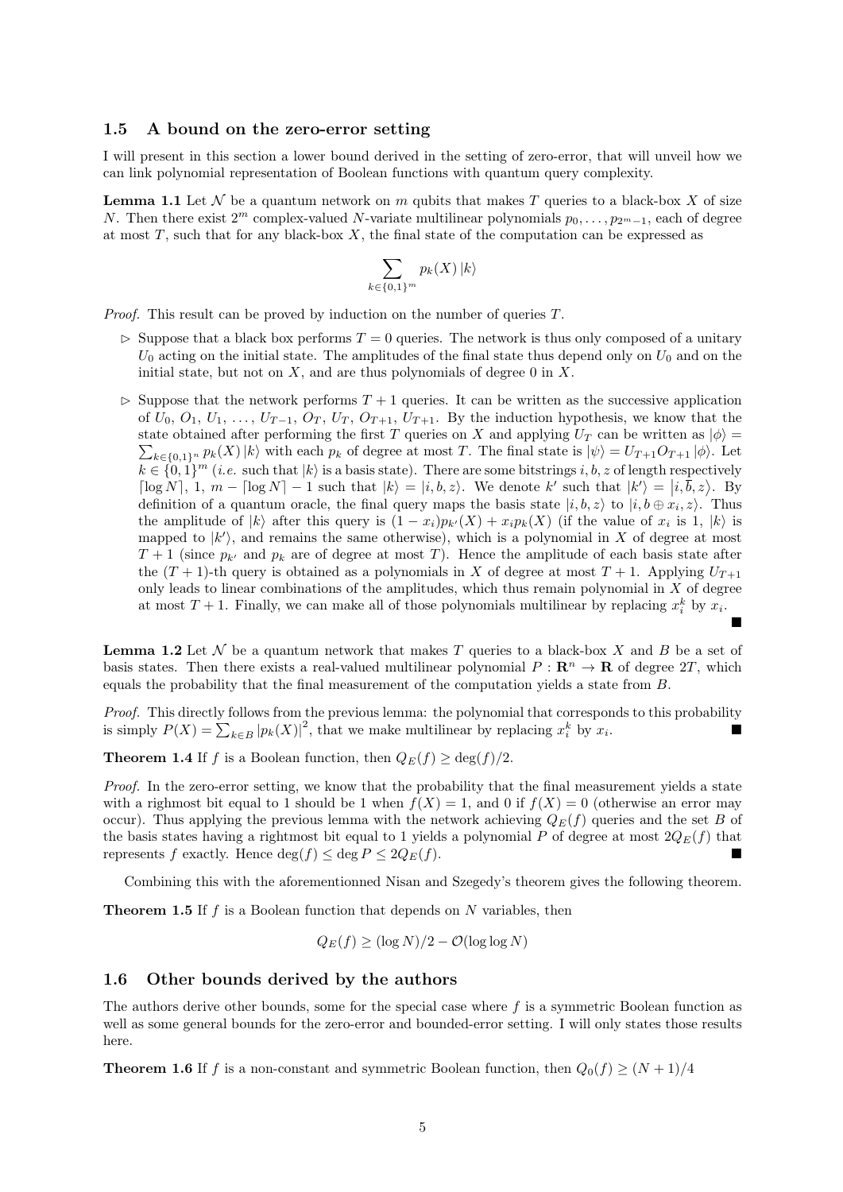## 1.5 A bound on the zero-error setting

I will present in this section a lower bound derived in the setting of zero-error, that will unveil how we can link polynomial representation of Boolean functions with quantum query complexity.

**Lemma 1.1** Let $\mathcal{N}$ be a quantum network on $m$ qubits that makes $T$ queries to a black-box $X$ of size $N$. Then there exist $2^m$ complex-valued $N$-variate multilinear polynomials $p_0, \ldots, p_{2^m-1}$, each of degree at most $T$, such that for any black-box $X$, the final state of the computation can be expressed as

$$\sum_{k \in \{0,1\}^m} p_k(X) |k\rangle$$

*Proof.* This result can be proved by induction on the number of queries $T$.

- ▷ Suppose that a black box performs $T = 0$ queries. The network is thus only composed of a unitary $U_0$ acting on the initial state. The amplitudes of the final state thus depend only on $U_0$ and on the initial state, but not on $X$, and are thus polynomials of degree 0 in $X$.
- ▷ Suppose that the network performs $T+1$ queries. It can be written as the successive application of $U_0$, $O_1$, $U_1$, $\ldots$, $U_{T-1}$, $O_T$, $U_T$, $O_{T+1}$, $U_{T+1}$. By the induction hypothesis, we know that the state obtained after performing the first $T$ queries on $X$ and applying $U_T$ can be written as $|\phi\rangle = \sum_{k \in \{0,1\}^n} p_k(X) |k\rangle$ with each $p_k$ of degree at most $T$. The final state is $|\psi\rangle = U_{T+1} O_{T+1} |\phi\rangle$. Let $k \in \{0,1\}^m$ (*i.e.* such that $|k\rangle$ is a basis state). There are some bitstrings $i, b, z$ of length respectively $\lceil \log N \rceil$, 1, $m - \lceil \log N \rceil - 1$ such that $|k\rangle = |i, b, z\rangle$. We denote $k'$ such that $|k'\rangle = |i, \overline{b}, z\rangle$. By definition of a quantum oracle, the final query maps the basis state $|i, b, z\rangle$ to $|i, b \oplus x_i, z\rangle$. Thus the amplitude of $|k\rangle$ after this query is $(1 - x_i) p_{k'}(X) + x_i p_k(X)$ (if the value of $x_i$ is 1, $|k\rangle$ is mapped to $|k'\rangle$, and remains the same otherwise), which is a polynomial in $X$ of degree at most $T+1$ (since $p_{k'}$ and $p_k$ are of degree at most $T$). Hence the amplitude of each basis state after the $(T+1)$-th query is obtained as a polynomials in $X$ of degree at most $T+1$. Applying $U_{T+1}$ only leads to linear combinations of the amplitudes, which thus remain polynomial in $X$ of degree at most $T+1$. Finally, we can make all of those polynomials multilinear by replacing $x_i^k$ by $x_i$.

■

**Lemma 1.2** Let $\mathcal{N}$ be a quantum network that makes $T$ queries to a black-box $X$ and $B$ be a set of basis states. Then there exists a real-valued multilinear polynomial $P : \mathbf{R}^n \to \mathbf{R}$ of degree $2T$, which equals the probability that the final measurement of the computation yields a state from $B$.

*Proof.* This directly follows from the previous lemma: the polynomial that corresponds to this probability is simply $P(X) = \sum_{k \in B} |p_k(X)|^2$, that we make multilinear by replacing $x_i^k$ by $x_i$. ■

**Theorem 1.4** If $f$ is a Boolean function, then $Q_E(f) \geq \deg(f)/2$.

*Proof.* In the zero-error setting, we know that the probability that the final measurement yields a state with a righmost bit equal to 1 should be 1 when $f(X) = 1$, and 0 if $f(X) = 0$ (otherwise an error may occur). Thus applying the previous lemma with the network achieving $Q_E(f)$ queries and the set $B$ of the basis states having a rightmost bit equal to 1 yields a polynomial $P$ of degree at most $2Q_E(f)$ that represents $f$ exactly. Hence $\deg(f) \leq \deg P \leq 2Q_E(f)$. ■

Combining this with the aforementionned Nisan and Szegedy's theorem gives the following theorem.

**Theorem 1.5** If $f$ is a Boolean function that depends on $N$ variables, then

$$Q_E(f) \geq (\log N)/2 - \mathcal{O}(\log \log N)$$

## 1.6 Other bounds derived by the authors

The authors derive other bounds, some for the special case where $f$ is a symmetric Boolean function as well as some general bounds for the zero-error and bounded-error setting. I will only states those results here.

**Theorem 1.6** If $f$ is a non-constant and symmetric Boolean function, then $Q_0(f) \geq (N+1)/4$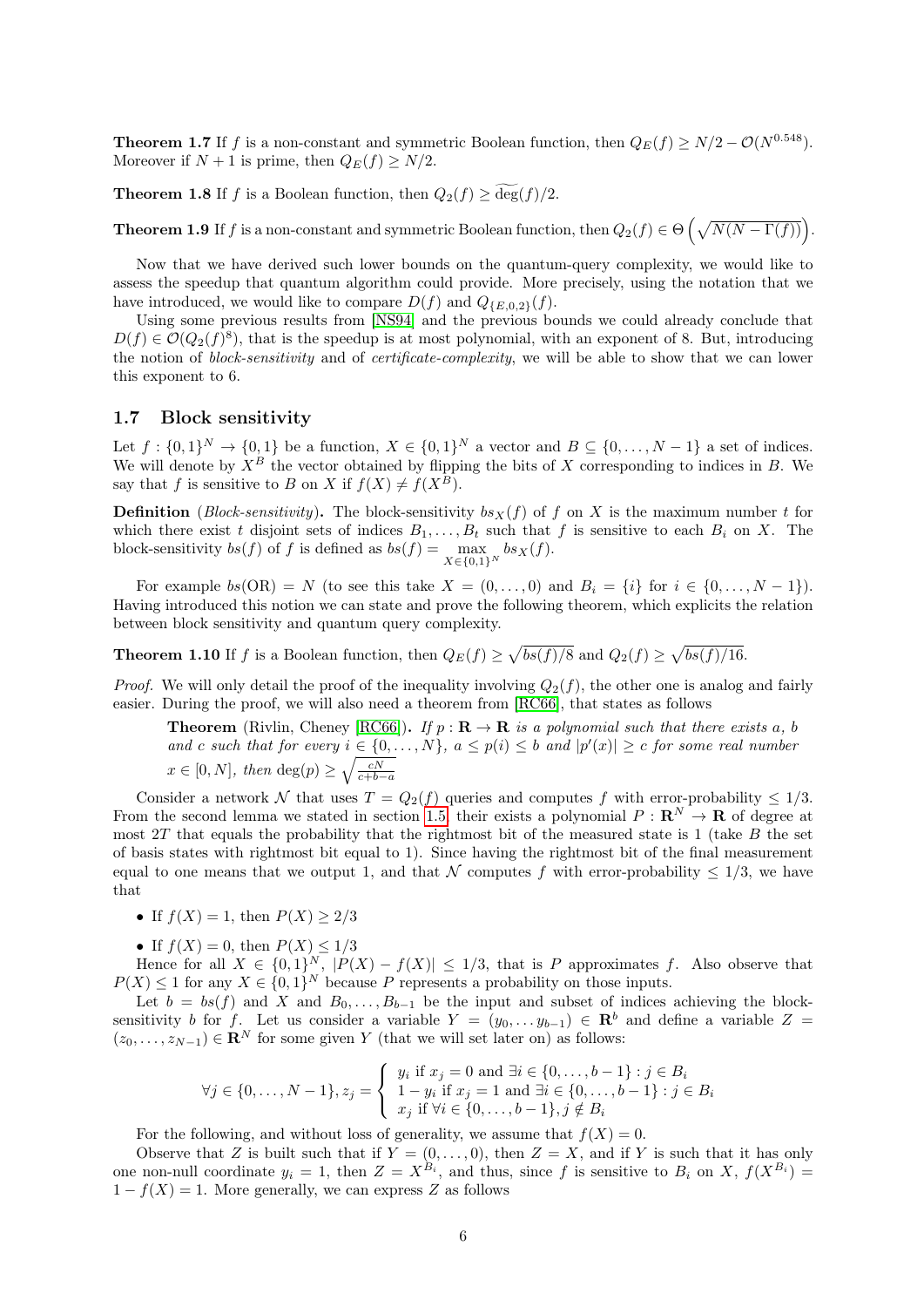**Theorem 1.7** If $f$ is a non-constant and symmetric Boolean function, then $Q_E(f) \geq N/2 - \mathcal{O}(N^{0.548})$. Moreover if $N+1$ is prime, then $Q_E(f) \geq N/2$.

**Theorem 1.8** If $f$ is a Boolean function, then $Q_2(f) \geq \widetilde{\deg}(f)/2$.

**Theorem 1.9** If $f$ is a non-constant and symmetric Boolean function, then $Q_2(f) \in \Theta\left(\sqrt{N(N-\Gamma(f))}\right)$.

Now that we have derived such lower bounds on the quantum-query complexity, we would like to assess the speedup that quantum algorithm could provide. More precisely, using the notation that we have introduced, we would like to compare $D(f)$ and $Q_{\{E,0,2\}}(f)$.

Using some previous results from [NS94] and the previous bounds we could already conclude that $D(f) \in \mathcal{O}(Q_2(f)^8)$, that is the speedup is at most polynomial, with an exponent of 8. But, introducing the notion of *block-sensitivity* and of *certificate-complexity*, we will be able to show that we can lower this exponent to 6.

## 1.7 Block sensitivity

Let $f : \{0,1\}^N \to \{0,1\}$ be a function, $X \in \{0,1\}^N$ a vector and $B \subseteq \{0,\dots,N-1\}$ a set of indices. We will denote by $X^B$ the vector obtained by flipping the bits of $X$ corresponding to indices in $B$. We say that $f$ is sensitive to $B$ on $X$ if $f(X) \neq f(X^B)$.

**Definition** (*Block-sensitivity*)**.** The block-sensitivity $bs_X(f)$ of $f$ on $X$ is the maximum number $t$ for which there exist $t$ disjoint sets of indices $B_1,\dots,B_t$ such that $f$ is sensitive to each $B_i$ on $X$. The block-sensitivity $bs(f)$ of $f$ is defined as $bs(f) = \max\limits_{X\in\{0,1\}^N} bs_X(f)$.

For example $bs(\text{OR}) = N$ (to see this take $X = (0,\dots,0)$ and $B_i = \{i\}$ for $i \in \{0,\dots,N-1\}$). Having introduced this notion we can state and prove the following theorem, which explicits the relation between block sensitivity and quantum query complexity.

**Theorem 1.10** If $f$ is a Boolean function, then $Q_E(f) \geq \sqrt{bs(f)/8}$ and $Q_2(f) \geq \sqrt{bs(f)/16}$.

*Proof.* We will only detail the proof of the inequality involving $Q_2(f)$, the other one is analog and fairly easier. During the proof, we will also need a theorem from [RC66], that states as follows

> **Theorem** (Rivlin, Cheney [RC66])**.** *If $p : \mathbf{R} \to \mathbf{R}$ is a polynomial such that there exists $a$, $b$ and $c$ such that for every $i \in \{0,\dots,N\}$, $a \leq p(i) \leq b$ and $|p'(x)| \geq c$ for some real number $x \in [0,N]$, then* $\deg(p) \geq \sqrt{\frac{cN}{c+b-a}}$

Consider a network $\mathcal{N}$ that uses $T = Q_2(f)$ queries and computes $f$ with error-probability $\leq 1/3$. From the second lemma we stated in section 1.5, their exists a polynomial $P : \mathbf{R}^N \to \mathbf{R}$ of degree at most $2T$ that equals the probability that the rightmost bit of the measured state is 1 (take $B$ the set of basis states with rightmost bit equal to 1). Since having the rightmost bit of the final measurement equal to one means that we output 1, and that $\mathcal{N}$ computes $f$ with error-probability $\leq 1/3$, we have that

- If $f(X) = 1$, then $P(X) \geq 2/3$
- If $f(X) = 0$, then $P(X) \leq 1/3$

Hence for all $X \in \{0,1\}^N$, $|P(X) - f(X)| \leq 1/3$, that is $P$ approximates $f$. Also observe that $P(X) \leq 1$ for any $X \in \{0,1\}^N$ because $P$ represents a probability on those inputs.

Let $b = bs(f)$ and $X$ and $B_0,\dots,B_{b-1}$ be the input and subset of indices achieving the block-sensitivity $b$ for $f$. Let us consider a variable $Y = (y_0,\dots y_{b-1}) \in \mathbf{R}^b$ and define a variable $Z = (z_0,\dots,z_{N-1}) \in \mathbf{R}^N$ for some given $Y$ (that we will set later on) as follows:

$$\forall j \in \{0,\dots,N-1\}, z_j = \begin{cases} y_i \text{ if } x_j = 0 \text{ and } \exists i \in \{0,\dots,b-1\} : j \in B_i \\ 1 - y_i \text{ if } x_j = 1 \text{ and } \exists i \in \{0,\dots,b-1\} : j \in B_i \\ x_j \text{ if } \forall i \in \{0,\dots,b-1\}, j \notin B_i \end{cases}$$

For the following, and without loss of generality, we assume that $f(X) = 0$.

Observe that $Z$ is built such that if $Y = (0,\dots,0)$, then $Z = X$, and if $Y$ is such that it has only one non-null coordinate $y_i = 1$, then $Z = X^{B_i}$, and thus, since $f$ is sensitive to $B_i$ on $X$, $f(X^{B_i}) = 1 - f(X) = 1$. More generally, we can express $Z$ as follows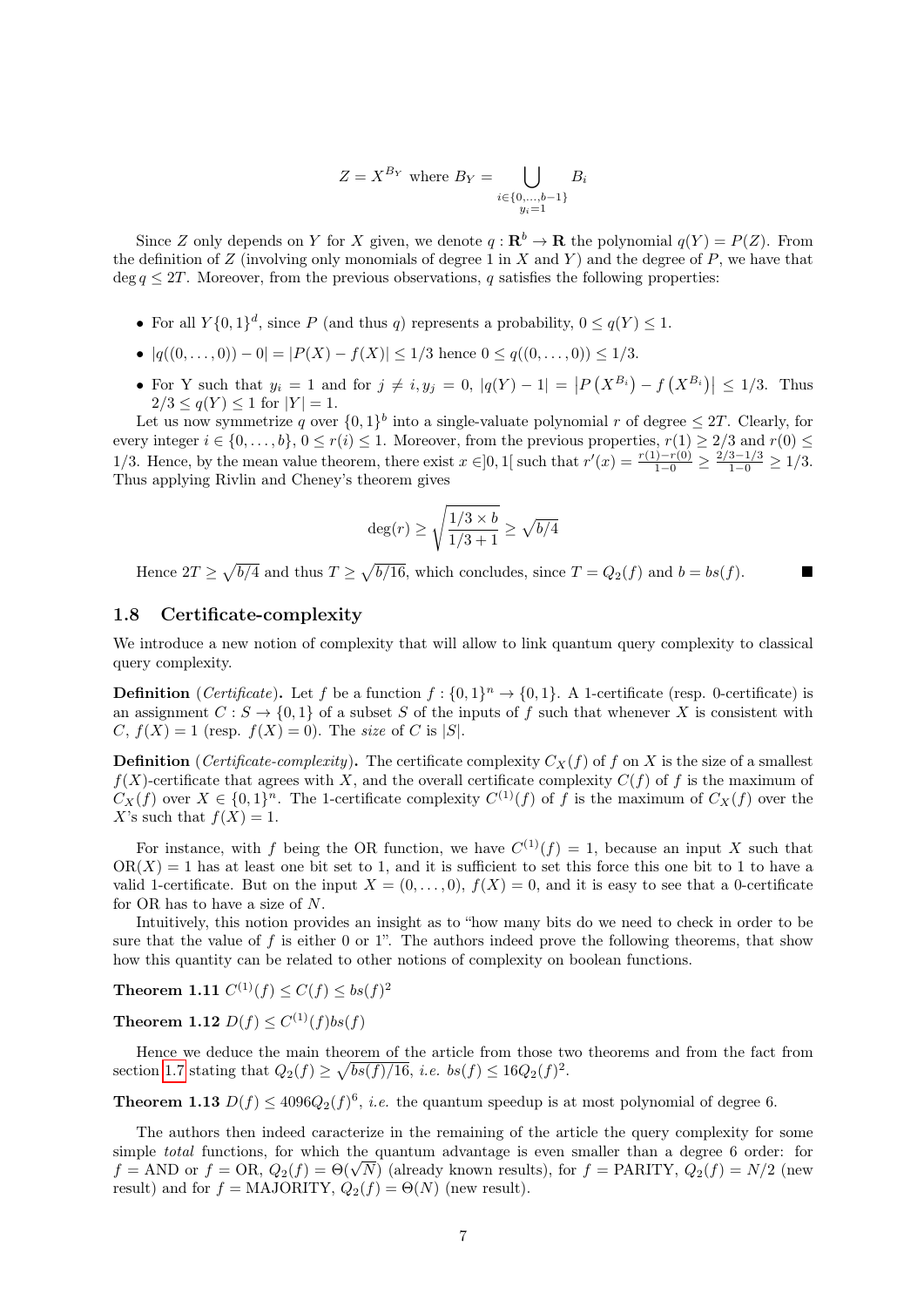$$Z = X^{B_Y} \text{ where } B_Y = \bigcup_{\substack{i \in \{0,\dots,b-1\} \\ y_i = 1}} B_i$$

Since $Z$ only depends on $Y$ for $X$ given, we denote $q : \mathbf{R}^b \to \mathbf{R}$ the polynomial $q(Y) = P(Z)$. From the definition of $Z$ (involving only monomials of degree 1 in $X$ and $Y$) and the degree of $P$, we have that $\deg q \leq 2T$. Moreover, from the previous observations, $q$ satisfies the following properties:

- For all $Y\{0,1\}^d$, since $P$ (and thus $q$) represents a probability, $0 \leq q(Y) \leq 1$.
- $|q((0,\dots,0)) - 0| = |P(X) - f(X)| \leq 1/3$ hence $0 \leq q((0,\dots,0)) \leq 1/3$.
- For Y such that $y_i = 1$ and for $j \neq i, y_j = 0$, $|q(Y) - 1| = \left|P\left(X^{B_i}\right) - f\left(X^{B_i}\right)\right| \leq 1/3$. Thus $2/3 \leq q(Y) \leq 1$ for $|Y| = 1$.

Let us now symmetrize $q$ over $\{0,1\}^b$ into a single-valuate polynomial $r$ of degree $\leq 2T$. Clearly, for every integer $i \in \{0,\dots,b\}$, $0 \leq r(i) \leq 1$. Moreover, from the previous properties, $r(1) \geq 2/3$ and $r(0) \leq 1/3$. Hence, by the mean value theorem, there exist $x \in ]0,1[$ such that $r'(x) = \frac{r(1)-r(0)}{1-0} \geq \frac{2/3-1/3}{1-0} \geq 1/3$. Thus applying Rivlin and Cheney's theorem gives

$$\deg(r) \geq \sqrt{\frac{1/3 \times b}{1/3 + 1}} \geq \sqrt{b/4}$$

Hence $2T \geq \sqrt{b/4}$ and thus $T \geq \sqrt{b/16}$, which concludes, since $T = Q_2(f)$ and $b = bs(f)$. ∎

## 1.8 Certificate-complexity

We introduce a new notion of complexity that will allow to link quantum query complexity to classical query complexity.

**Definition** (*Certificate*)**.** Let $f$ be a function $f : \{0,1\}^n \to \{0,1\}$. A 1-certificate (resp. 0-certificate) is an assignment $C : S \to \{0,1\}$ of a subset $S$ of the inputs of $f$ such that whenever $X$ is consistent with $C$, $f(X) = 1$ (resp. $f(X) = 0$). The *size* of $C$ is $|S|$.

**Definition** (*Certificate-complexity*)**.** The certificate complexity $C_X(f)$ of $f$ on $X$ is the size of a smallest $f(X)$-certificate that agrees with $X$, and the overall certificate complexity $C(f)$ of $f$ is the maximum of $C_X(f)$ over $X \in \{0,1\}^n$. The 1-certificate complexity $C^{(1)}(f)$ of $f$ is the maximum of $C_X(f)$ over the $X$'s such that $f(X) = 1$.

For instance, with $f$ being the OR function, we have $C^{(1)}(f) = 1$, because an input $X$ such that $\text{OR}(X) = 1$ has at least one bit set to 1, and it is sufficient to set this force this one bit to 1 to have a valid 1-certificate. But on the input $X = (0,\dots,0)$, $f(X) = 0$, and it is easy to see that a 0-certificate for OR has to have a size of $N$.

Intuitively, this notion provides an insight as to "how many bits do we need to check in order to be sure that the value of $f$ is either 0 or 1". The authors indeed prove the following theorems, that show how this quantity can be related to other notions of complexity on boolean functions.

**Theorem 1.11** $C^{(1)}(f) \leq C(f) \leq bs(f)^2$

**Theorem 1.12** $D(f) \leq C^{(1)}(f) bs(f)$

Hence we deduce the main theorem of the article from those two theorems and from the fact from section 1.7 stating that $Q_2(f) \geq \sqrt{bs(f)/16}$, *i.e.* $bs(f) \leq 16 Q_2(f)^2$.

**Theorem 1.13** $D(f) \leq 4096 Q_2(f)^6$, *i.e.* the quantum speedup is at most polynomial of degree 6.

The authors then indeed caracterize in the remaining of the article the query complexity for some simple *total* functions, for which the quantum advantage is even smaller than a degree 6 order: for $f$ = AND or $f$ = OR, $Q_2(f) = \Theta(\sqrt{N})$ (already known results), for $f$ = PARITY, $Q_2(f) = N/2$ (new result) and for $f$ = MAJORITY, $Q_2(f) = \Theta(N)$ (new result).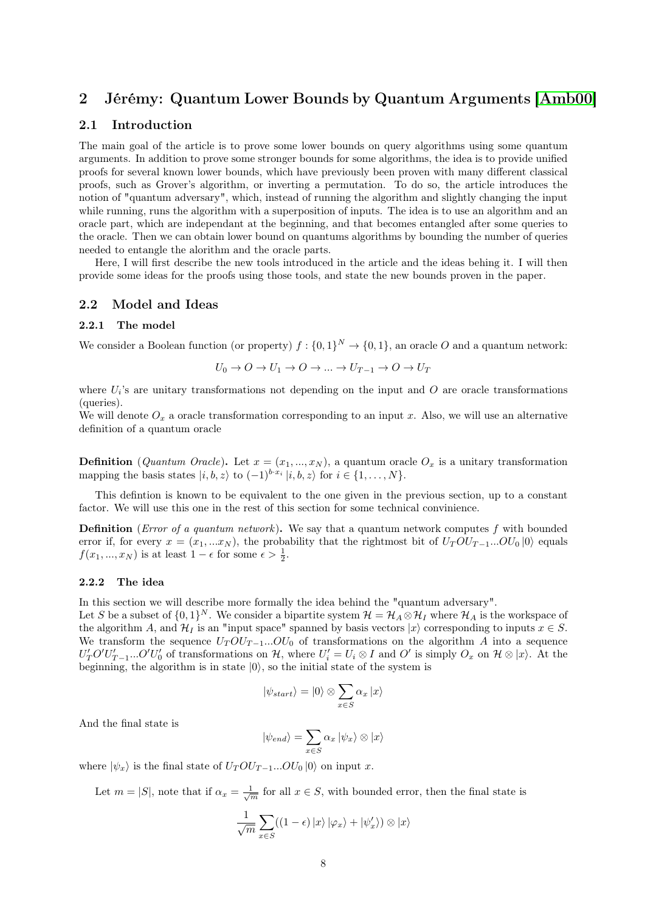## 2 Jérémy: Quantum Lower Bounds by Quantum Arguments [Amb00]

### 2.1 Introduction

The main goal of the article is to prove some lower bounds on query algorithms using some quantum arguments. In addition to prove some stronger bounds for some algorithms, the idea is to provide unified proofs for several known lower bounds, which have previously been proven with many different classical proofs, such as Grover's algorithm, or inverting a permutation. To do so, the article introduces the notion of "quantum adversary", which, instead of running the algorithm and slightly changing the input while running, runs the algorithm with a superposition of inputs. The idea is to use an algorithm and an oracle part, which are independant at the beginning, and that becomes entangled after some queries to the oracle. Then we can obtain lower bound on quantums algorithms by bounding the number of queries needed to entangle the alorithm and the oracle parts.

Here, I will first describe the new tools introduced in the article and the ideas behing it. I will then provide some ideas for the proofs using those tools, and state the new bounds proven in the paper.

### 2.2 Model and Ideas

#### 2.2.1 The model

We consider a Boolean function (or property) $f : \{0,1\}^N \to \{0,1\}$, an oracle $O$ and a quantum network:

$$U_0 \to O \to U_1 \to O \to ... \to U_{T-1} \to O \to U_T$$

where $U_i$'s are unitary transformations not depending on the input and $O$ are oracle transformations (queries).
We will denote $O_x$ a oracle transformation corresponding to an input $x$. Also, we will use an alternative definition of a quantum oracle

**Definition** (*Quantum Oracle*)**.** Let $x = (x_1, ..., x_N)$, a quantum oracle $O_x$ is a unitary transformation mapping the basis states $|i, b, z\rangle$ to $(-1)^{b \cdot x_i} |i, b, z\rangle$ for $i \in \{1, \ldots, N\}$.

This defintion is known to be equivalent to the one given in the previous section, up to a constant factor. We will use this one in the rest of this section for some technical convinience.

**Definition** (*Error of a quantum network*)**.** We say that a quantum network computes $f$ with bounded error if, for every $x = (x_1, ...x_N)$, the probability that the rightmost bit of $U_T O U_{T-1} ... O U_0 |0\rangle$ equals $f(x_1, ..., x_N)$ is at least $1 - \epsilon$ for some $\epsilon > \frac{1}{2}$.

#### 2.2.2 The idea

In this section we will describe more formally the idea behind the "quantum adversary".
Let $S$ be a subset of $\{0,1\}^N$. We consider a bipartite system $\mathcal{H} = \mathcal{H}_A \otimes \mathcal{H}_I$ where $\mathcal{H}_A$ is the workspace of the algorithm $A$, and $\mathcal{H}_I$ is an "input space" spanned by basis vectors $|x\rangle$ corresponding to inputs $x \in S$. We transform the sequence $U_T O U_{T-1} ... O U_0$ of transformations on the algorithm $A$ into a sequence $U'_T O' U'_{T-1} ... O' U'_0$ of transformations on $\mathcal{H}$, where $U'_i = U_i \otimes I$ and $O'$ is simply $O_x$ on $\mathcal{H} \otimes |x\rangle$. At the beginning, the algorithm is in state $|0\rangle$, so the initial state of the system is

$$|\psi_{start}\rangle = |0\rangle \otimes \sum_{x \in S} \alpha_x |x\rangle$$

And the final state is

$$|\psi_{end}\rangle = \sum_{x \in S} \alpha_x |\psi_x\rangle \otimes |x\rangle$$

where $|\psi_x\rangle$ is the final state of $U_T O U_{T-1} ... O U_0 |0\rangle$ on input $x$.

Let $m = |S|$, note that if $\alpha_x = \frac{1}{\sqrt{m}}$ for all $x \in S$, with bounded error, then the final state is

$$\frac{1}{\sqrt{m}} \sum_{x \in S} ((1 - \epsilon) |x\rangle |\varphi_x\rangle + |\psi'_x\rangle) \otimes |x\rangle$$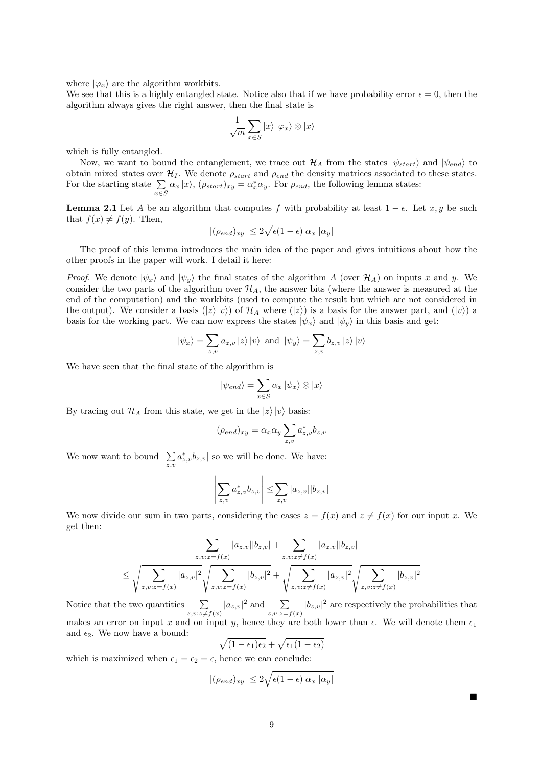where $|\varphi_x\rangle$ are the algorithm workbits.

We see that this is a highly entangled state. Notice also that if we have probability error $\epsilon = 0$, then the algorithm always gives the right answer, then the final state is

$$\frac{1}{\sqrt{m}} \sum_{x \in S} |x\rangle |\varphi_x\rangle \otimes |x\rangle$$

which is fully entangled.

Now, we want to bound the entanglement, we trace out $\mathcal{H}_A$ from the states $|\psi_{start}\rangle$ and $|\psi_{end}\rangle$ to obtain mixed states over $\mathcal{H}_I$. We denote $\rho_{start}$ and $\rho_{end}$ the density matrices associated to these states. For the starting state $\sum_{x \in S} \alpha_x |x\rangle$, $(\rho_{start})_{xy} = \alpha_x^* \alpha_y$. For $\rho_{end}$, the following lemma states:

**Lemma 2.1** Let $A$ be an algorithm that computes $f$ with probability at least $1 - \epsilon$. Let $x, y$ be such that $f(x) \neq f(y)$. Then,

$$|(\rho_{end})_{xy}| \leq 2\sqrt{\epsilon(1-\epsilon)}|\alpha_x||\alpha_y|$$

The proof of this lemma introduces the main idea of the paper and gives intuitions about how the other proofs in the paper will work. I detail it here:

*Proof.* We denote $|\psi_x\rangle$ and $|\psi_y\rangle$ the final states of the algorithm $A$ (over $\mathcal{H}_A$) on inputs $x$ and $y$. We consider the two parts of the algorithm over $\mathcal{H}_A$, the answer bits (where the answer is measured at the end of the computation) and the workbits (used to compute the result but which are not considered in the output). We consider a basis $(|z\rangle |v\rangle)$ of $\mathcal{H}_A$ where $(|z\rangle)$ is a basis for the answer part, and $(|v\rangle)$ a basis for the working part. We can now express the states $|\psi_x\rangle$ and $|\psi_y\rangle$ in this basis and get:

$$|\psi_x\rangle = \sum_{z,v} a_{z,v} |z\rangle |v\rangle \text{ and } |\psi_y\rangle = \sum_{z,v} b_{z,v} |z\rangle |v\rangle$$

We have seen that the final state of the algorithm is

$$|\psi_{end}\rangle = \sum_{x \in S} \alpha_x |\psi_x\rangle \otimes |x\rangle$$

By tracing out $\mathcal{H}_A$ from this state, we get in the $|z\rangle |v\rangle$ basis:

$$(\rho_{end})_{xy} = \alpha_x \alpha_y \sum_{z,v} a_{z,v}^* b_{z,v}$$

We now want to bound $|\sum_{z,v} a_{z,v}^* b_{z,v}|$ so we will be done. We have:

$$\left| \sum_{z,v} a_{z,v}^* b_{z,v} \right| \leq \sum_{z,v} |a_{z,v}||b_{z,v}|$$

We now divide our sum in two parts, considering the cases $z = f(x)$ and $z \neq f(x)$ for our input $x$. We get then:

$$\sum_{z,v:z=f(x)} |a_{z,v}||b_{z,v}| + \sum_{z,v:z\neq f(x)} |a_{z,v}||b_{z,v}|$$

$$\leq \sqrt{\sum_{z,v:z=f(x)} |a_{z,v}|^2} \sqrt{\sum_{z,v:z=f(x)} |b_{z,v}|^2} + \sqrt{\sum_{z,v:z\neq f(x)} |a_{z,v}|^2} \sqrt{\sum_{z,v:z\neq f(x)} |b_{z,v}|^2}$$

Notice that the two quantities $\sum_{z,v:z\neq f(x)} |a_{z,v}|^2$ and $\sum_{z,v:z=f(x)} |b_{z,v}|^2$ are respectively the probabilities that makes an error on input $x$ and on input $y$, hence they are both lower than $\epsilon$. We will denote them $\epsilon_1$ and $\epsilon_2$. We now have a bound:

$$\sqrt{(1-\epsilon_1)\epsilon_2} + \sqrt{\epsilon_1(1-\epsilon_2)}$$

which is maximized when $\epsilon_1 = \epsilon_2 = \epsilon$, hence we can conclude:

$$|(\rho_{end})_{xy}| \leq 2\sqrt{\epsilon(1-\epsilon)}|\alpha_x||\alpha_y|$$

∎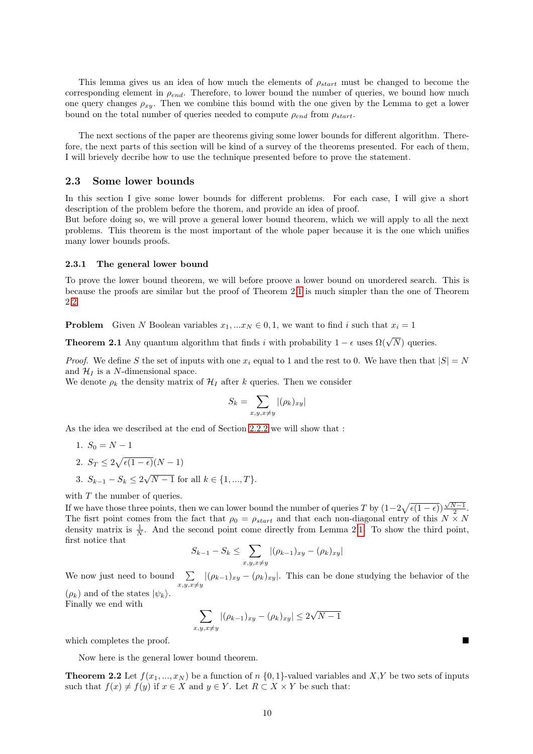This lemma gives us an idea of how much the elements of $\rho_{start}$ must be changed to become the corresponding element in $\rho_{end}$. Therefore, to lower bound the number of queries, we bound how much one query changes $\rho_{xy}$. Then we combine this bound with the one given by the Lemma to get a lower bound on the total number of queries needed to compute $\rho_{end}$ from $\rho_{start}$.

The next sections of the paper are theorems giving some lower bounds for different algorithm. Therefore, the next parts of this section will be kind of a survey of the theorems presented. For each of them, I will brievely decribe how to use the technique presented before to prove the statement.

## 2.3 Some lower bounds

In this section I give some lower bounds for different problems. For each case, I will give a short description of the problem before the thorem, and provide an idea of proof.
But before doing so, we will prove a general lower bound theorem, which we will apply to all the next problems. This theorem is the most important of the whole paper because it is the one which unifies many lower bounds proofs.

### 2.3.1 The general lower bound

To prove the lower bound theorem, we will before proove a lower bound on unordered search. This is because the proofs are similar but the proof of Theorem 2.1 is much simpler than the one of Theorem 2.2.

**Problem** Given $N$ Boolean variables $x_1, ...x_N \in 0, 1$, we want to find $i$ such that $x_i = 1$

**Theorem 2.1** Any quantum algorithm that finds $i$ with probability $1 - \epsilon$ uses $\Omega(\sqrt{N})$ queries.

*Proof.* We define $S$ the set of inputs with one $x_i$ equal to 1 and the rest to 0. We have then that $|S| = N$ and $\mathcal{H}_I$ is a $N$-dimensional space.
We denote $\rho_k$ the density matrix of $\mathcal{H}_I$ after $k$ queries. Then we consider

$$S_k = \sum_{x,y,x \neq y} |(\rho_k)_{xy}|$$

As the idea we described at the end of Section 2.2.2 we will show that :

1. $S_0 = N - 1$
2. $S_T \leq 2\sqrt{\epsilon(1-\epsilon)}(N-1)$
3. $S_{k-1} - S_k \leq 2\sqrt{N-1}$ for all $k \in \{1, ..., T\}$.

with $T$ the number of queries.
If we have those three points, then we can lower bound the number of queries $T$ by $(1-2\sqrt{\epsilon(1-\epsilon)})\frac{\sqrt{N-1}}{2}$. The fisrt point comes from the fact that $\rho_0 = \rho_{start}$ and that each non-diagonal entry of this $N \times N$ density matrix is $\frac{1}{N}$. And the second point come directly from Lemma 2.1. To show the third point, first notice that

$$S_{k-1} - S_k \leq \sum_{x,y,x \neq y} |(\rho_{k-1})_{xy} - (\rho_k)_{xy}|$$

We now just need to bound $\sum_{x,y,x \neq y} |(\rho_{k-1})_{xy} - (\rho_k)_{xy}|$. This can be done studying the behavior of the $(\rho_k)$ and of the states $|\psi_k\rangle$.
Finally we end with

$$\sum_{x,y,x \neq y} |(\rho_{k-1})_{xy} - (\rho_k)_{xy}| \leq 2\sqrt{N-1}$$

which completes the proof. ∎

Now here is the general lower bound theorem.

**Theorem 2.2** Let $f(x_1, ..., x_N)$ be a function of $n$ $\{0, 1\}$-valued variables and $X$,$Y$ be two sets of inputs such that $f(x) \neq f(y)$ if $x \in X$ and $y \in Y$. Let $R \subset X \times Y$ be such that: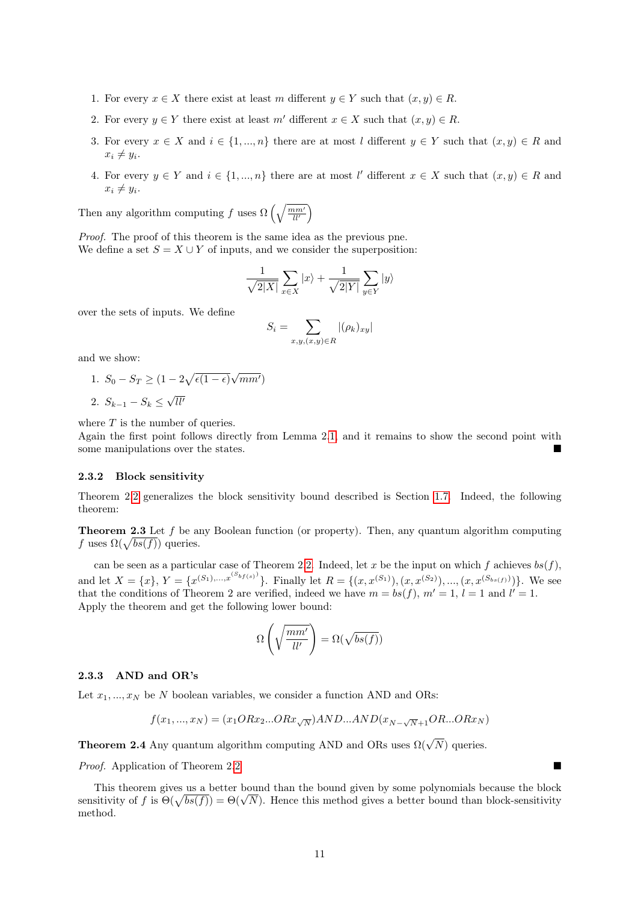1. For every $x \in X$ there exist at least $m$ different $y \in Y$ such that $(x, y) \in R$.
2. For every $y \in Y$ there exist at least $m'$ different $x \in X$ such that $(x, y) \in R$.
3. For every $x \in X$ and $i \in \{1, ..., n\}$ there are at most $l$ different $y \in Y$ such that $(x, y) \in R$ and $x_i \neq y_i$.
4. For every $y \in Y$ and $i \in \{1, ..., n\}$ there are at most $l'$ different $x \in X$ such that $(x, y) \in R$ and $x_i \neq y_i$.

Then any algorithm computing $f$ uses $\Omega\left(\sqrt{\frac{mm'}{ll'}}\right)$

*Proof.* The proof of this theorem is the same idea as the previous pne.
We define a set $S = X \cup Y$ of inputs, and we consider the superposition:

$$\frac{1}{\sqrt{2|X|}} \sum_{x \in X} |x\rangle + \frac{1}{\sqrt{2|Y|}} \sum_{y \in Y} |y\rangle$$

over the sets of inputs. We define

$$S_i = \sum_{x,y,(x,y) \in R} |(\rho_k)_{xy}|$$

and we show:

1. $S_0 - S_T \geq (1 - 2\sqrt{\epsilon(1-\epsilon)}\sqrt{mm'})$
2. $S_{k-1} - S_k \leq \sqrt{ll'}$

where $T$ is the number of queries.
Again the first point follows directly from Lemma 2.1, and it remains to show the second point with some manipulations over the states. ∎

### 2.3.2 Block sensitivity

Theorem 2.2 generalizes the block sensitivity bound described is Section 1.7. Indeed, the following theorem:

**Theorem 2.3** Let $f$ be any Boolean function (or property). Then, any quantum algorithm computing $f$ uses $\Omega(\sqrt{bs(f)})$ queries.

can be seen as a particular case of Theorem 2.2. Indeed, let $x$ be the input on which $f$ achieves $bs(f)$, and let $X = \{x\}$, $Y = \{x^{(S_1)}, ..., x^{(S_{bf(s)})}\}$. Finally let $R = \{(x, x^{(S_1)}), (x, x^{(S_2)}), ..., (x, x^{(S_{bs(f)})})\}$. We see that the conditions of Theorem 2 are verified, indeed we have $m = bs(f)$, $m' = 1$, $l = 1$ and $l' = 1$. Apply the theorem and get the following lower bound:

$$\Omega\left(\sqrt{\frac{mm'}{ll'}}\right) = \Omega(\sqrt{bs(f)})$$

### 2.3.3 AND and OR's

Let $x_1, ..., x_N$ be $N$ boolean variables, we consider a function AND and ORs:

$$f(x_1, ..., x_N) = (x_1 OR x_2 ... OR x_{\sqrt{N}}) AND ... AND (x_{N-\sqrt{N}+1} OR ... OR x_N)$$

**Theorem 2.4** Any quantum algorithm computing AND and ORs uses $\Omega(\sqrt{N})$ queries.

*Proof.* Application of Theorem 2.2 ∎

This theorem gives us a better bound than the bound given by some polynomials because the block sensitivity of $f$ is $\Theta(\sqrt{bs(f)}) = \Theta(\sqrt{N})$. Hence this method gives a better bound than block-sensitivity method.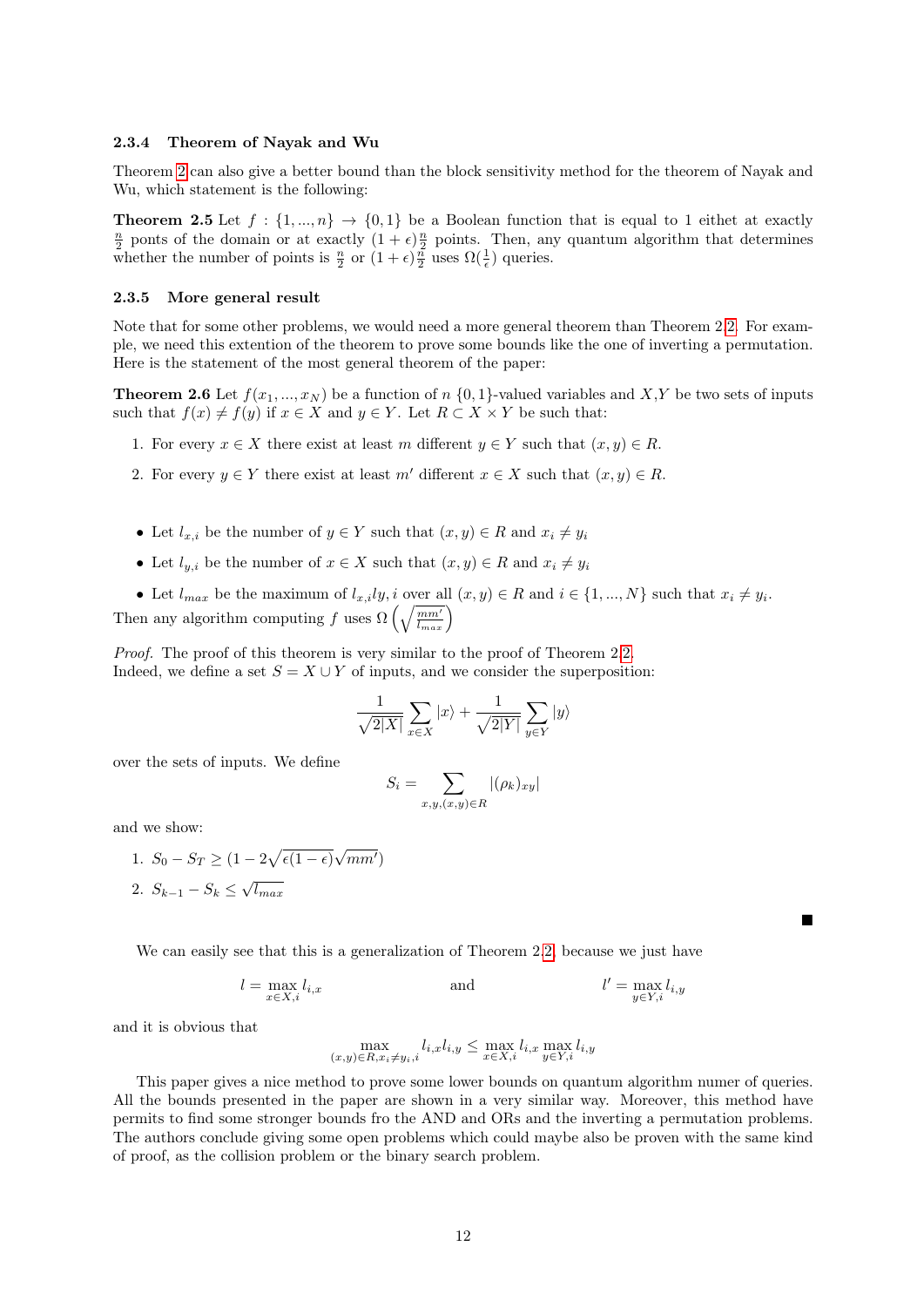### 2.3.4 Theorem of Nayak and Wu

Theorem 2 can also give a better bound than the block sensitivity method for the theorem of Nayak and Wu, which statement is the following:

**Theorem 2.5** Let $f : \{1, ..., n\} \to \{0, 1\}$ be a Boolean function that is equal to 1 eithet at exactly $\frac{n}{2}$ ponts of the domain or at exactly $(1+\epsilon)\frac{n}{2}$ points. Then, any quantum algorithm that determines whether the number of points is $\frac{n}{2}$ or $(1+\epsilon)\frac{n}{2}$ uses $\Omega(\frac{1}{\epsilon})$ queries.

### 2.3.5 More general result

Note that for some other problems, we would need a more general theorem than Theorem 2.2. For example, we need this extention of the theorem to prove some bounds like the one of inverting a permutation. Here is the statement of the most general theorem of the paper:

**Theorem 2.6** Let $f(x_1, ..., x_N)$ be a function of $n$ $\{0,1\}$-valued variables and $X$,$Y$ be two sets of inputs such that $f(x) \neq f(y)$ if $x \in X$ and $y \in Y$. Let $R \subset X \times Y$ be such that:

1. For every $x \in X$ there exist at least $m$ different $y \in Y$ such that $(x, y) \in R$.
2. For every $y \in Y$ there exist at least $m'$ different $x \in X$ such that $(x, y) \in R$.

- Let $l_{x,i}$ be the number of $y \in Y$ such that $(x, y) \in R$ and $x_i \neq y_i$
- Let $l_{y,i}$ be the number of $x \in X$ such that $(x, y) \in R$ and $x_i \neq y_i$
- Let $l_{max}$ be the maximum of $l_{x,i}ly, i$ over all $(x, y) \in R$ and $i \in \{1, ..., N\}$ such that $x_i \neq y_i$.

Then any algorithm computing $f$ uses $\Omega\left(\sqrt{\frac{mm'}{l_{max}}}\right)$

*Proof.* The proof of this theorem is very similar to the proof of Theorem 2.2.
Indeed, we define a set $S = X \cup Y$ of inputs, and we consider the superposition:

$$\frac{1}{\sqrt{2|X|}}\sum_{x\in X}|x\rangle + \frac{1}{\sqrt{2|Y|}}\sum_{y\in Y}|y\rangle$$

over the sets of inputs. We define

$$S_i = \sum_{x,y,(x,y)\in R}|(\rho_k)_{xy}|$$

and we show:

1. $S_0 - S_T \geq (1 - 2\sqrt{\epsilon(1-\epsilon)}\sqrt{mm'})$
2. $S_{k-1} - S_k \leq \sqrt{l_{max}}$

∎

We can easily see that this is a generalization of Theorem 2.2, because we just have

$$l = \max_{x\in X,i} l_{i,x} \qquad \text{and} \qquad l' = \max_{y\in Y,i} l_{i,y}$$

and it is obvious that

$$\max_{(x,y)\in R, x_i\neq y_i, i} l_{i,x}l_{i,y} \leq \max_{x\in X,i} l_{i,x} \max_{y\in Y,i} l_{i,y}$$

This paper gives a nice method to prove some lower bounds on quantum algorithm numer of queries. All the bounds presented in the paper are shown in a very similar way. Moreover, this method have permits to find some stronger bounds fro the AND and ORs and the inverting a permutation problems. The authors conclude giving some open problems which could maybe also be proven with the same kind of proof, as the collision problem or the binary search problem.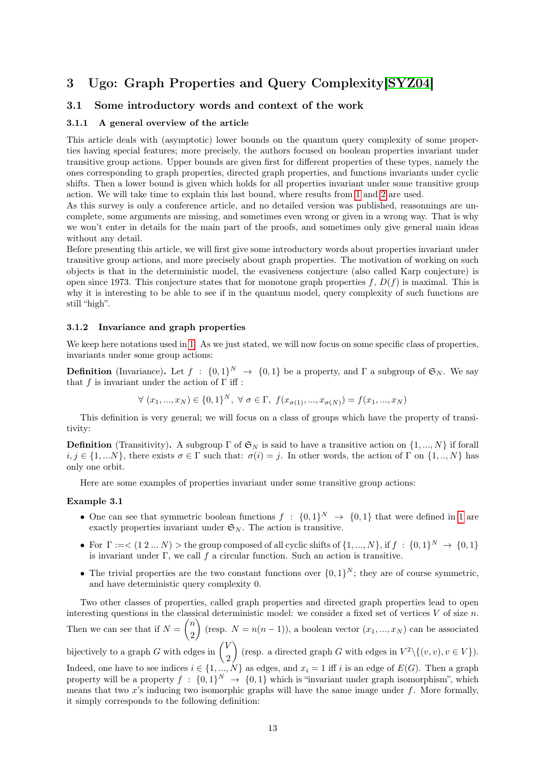## 3 Ugo: Graph Properties and Query Complexity[SYZ04]

### 3.1 Some introductory words and context of the work

#### 3.1.1 A general overview of the article

This article deals with (asymptotic) lower bounds on the quantum query complexity of some properties having special features; more precisely, the authors focused on boolean properties invariant under transitive group actions. Upper bounds are given first for different properties of these types, namely the ones corresponding to graph properties, directed graph properties, and functions invariants under cyclic shifts. Then a lower bound is given which holds for all properties invariant under some transitive group action. We will take time to explain this last bound, where results from 1 and 2 are used.
As this survey is only a conference article, and no detailed version was published, reasonings are uncomplete, some arguments are missing, and sometimes even wrong or given in a wrong way. That is why we won't enter in details for the main part of the proofs, and sometimes only give general main ideas without any detail.
Before presenting this article, we will first give some introductory words about properties invariant under transitive group actions, and more precisely about graph properties. The motivation of working on such objects is that in the deterministic model, the evasiveness conjecture (also called Karp conjecture) is open since 1973. This conjecture states that for monotone graph properties $f$, $D(f)$ is maximal. This is why it is interesting to be able to see if in the quantum model, query complexity of such functions are still "high".

#### 3.1.2 Invariance and graph properties

We keep here notations used in 1. As we just stated, we will now focus on some specific class of properties, invariants under some group actions:

**Definition** (Invariance)**.** Let $f : \{0,1\}^N \to \{0,1\}$ be a property, and $\Gamma$ a subgroup of $\mathfrak{S}_N$. We say that $f$ is invariant under the action of $\Gamma$ iff :

$$\forall\ (x_1, ..., x_N) \in \{0,1\}^N,\ \forall\ \sigma \in \Gamma,\ f(x_{\sigma(1)}, ..., x_{\sigma(N)}) = f(x_1, ..., x_N)$$

This definition is very general; we will focus on a class of groups which have the property of transitivity:

**Definition** (Transitivity)**.** A subgroup $\Gamma$ of $\mathfrak{S}_N$ is said to have a transitive action on $\{1, ..., N\}$ if forall $i, j \in \{1, ...N\}$, there exists $\sigma \in \Gamma$ such that: $\sigma(i) = j$. In other words, the action of $\Gamma$ on $\{1, .., N\}$ has only one orbit.

Here are some examples of properties invariant under some transitive group actions:

**Example 3.1**

- One can see that symmetric boolean functions $f : \{0,1\}^N \to \{0,1\}$ that were defined in 1 are exactly properties invariant under $\mathfrak{S}_N$. The action is transitive.
- For $\Gamma := <(1\,2\,...\,N)>$ the group composed of all cyclic shifts of $\{1, ..., N\}$, if $f : \{0,1\}^N \to \{0,1\}$ is invariant under $\Gamma$, we call $f$ a circular function. Such an action is transitive.
- The trivial properties are the two constant functions over $\{0,1\}^N$; they are of course symmetric, and have deterministic query complexity 0.

Two other classes of properties, called graph properties and directed graph properties lead to open interesting questions in the classical deterministic model: we consider a fixed set of vertices $V$ of size $n$. Then we can see that if $N = \binom{n}{2}$ (resp. $N = n(n-1)$), a boolean vector $(x_1, ..., x_N)$ can be associated bijectively to a graph $G$ with edges in $\binom{V}{2}$ (resp. a directed graph $G$ with edges in $V^2 \backslash \{(v, v), v \in V\}$). Indeed, one have to see indices $i \in \{1, ..., N\}$ as edges, and $x_i = 1$ iff $i$ is an edge of $E(G)$. Then a graph property will be a property $f : \{0,1\}^N \to \{0,1\}$ which is "invariant under graph isomorphism", which means that two $x$'s inducing two isomorphic graphs will have the same image under $f$. More formally, it simply corresponds to the following definition: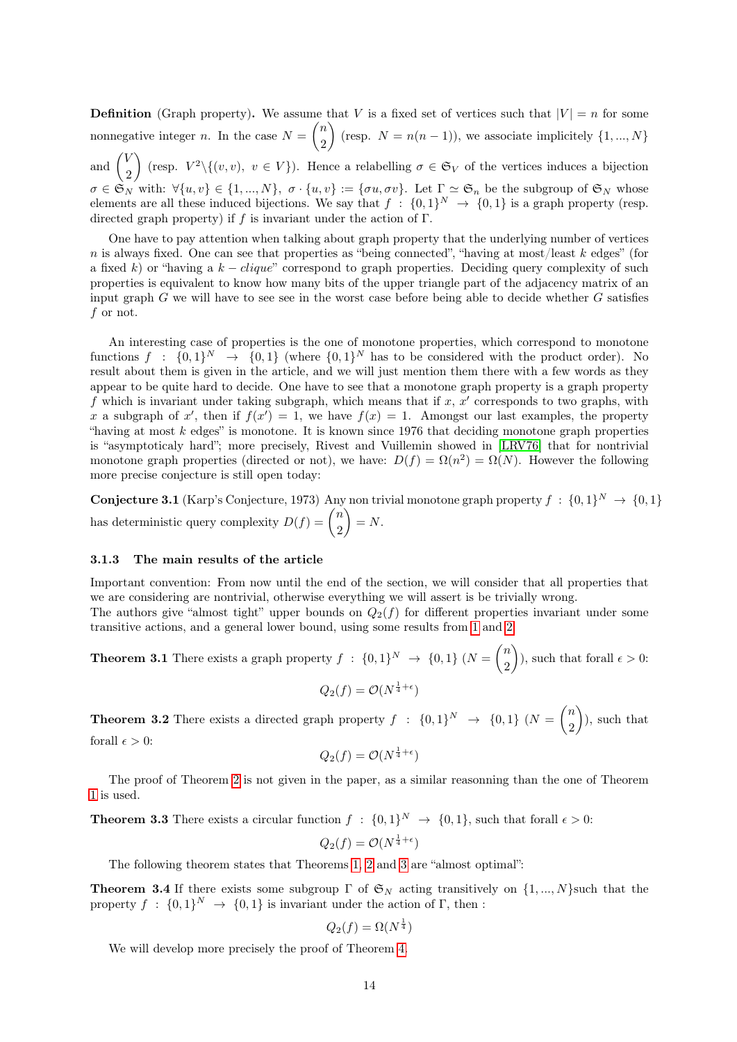**Definition** (Graph property)**.** We assume that $V$ is a fixed set of vertices such that $|V| = n$ for some nonnegative integer $n$. In the case $N = \binom{n}{2}$ (resp. $N = n(n-1)$), we associate implicitely $\{1, ..., N\}$ and $\binom{V}{2}$ (resp. $V^2 \backslash \{(v, v),\ v \in V\}$). Hence a relabelling $\sigma \in \mathfrak{S}_V$ of the vertices induces a bijection $\sigma \in \mathfrak{S}_N$ with: $\forall \{u, v\} \in \{1, ..., N\},\ \sigma \cdot \{u, v\} := \{\sigma u, \sigma v\}$. Let $\Gamma \simeq \mathfrak{S}_n$ be the subgroup of $\mathfrak{S}_N$ whose elements are all these induced bijections. We say that $f : \{0,1\}^N \to \{0,1\}$ is a graph property (resp. directed graph property) if $f$ is invariant under the action of $\Gamma$.

One have to pay attention when talking about graph property that the underlying number of vertices $n$ is always fixed. One can see that properties as "being connected", "having at most/least $k$ edges" (for a fixed $k$) or "having a $k-clique$" correspond to graph properties. Deciding query complexity of such properties is equivalent to know how many bits of the upper triangle part of the adjacency matrix of an input graph $G$ we will have to see see in the worst case before being able to decide whether $G$ satisfies $f$ or not.

An interesting case of properties is the one of monotone properties, which correspond to monotone functions $f : \{0,1\}^N \to \{0,1\}$ (where $\{0,1\}^N$ has to be considered with the product order). No result about them is given in the article, and we will just mention them there with a few words as they appear to be quite hard to decide. One have to see that a monotone graph property is a graph property $f$ which is invariant under taking subgraph, which means that if $x$, $x'$ corresponds to two graphs, with $x$ a subgraph of $x'$, then if $f(x') = 1$, we have $f(x) = 1$. Amongst our last examples, the property "having at most $k$ edges" is monotone. It is known since 1976 that deciding monotone graph properties is "asymptoticaly hard"; more precisely, Rivest and Vuillemin showed in [LRV76] that for nontrivial monotone graph properties (directed or not), we have: $D(f) = \Omega(n^2) = \Omega(N)$. However the following more precise conjecture is still open today:

**Conjecture 3.1** (Karp's Conjecture, 1973) Any non trivial monotone graph property $f : \{0,1\}^N \to \{0,1\}$ has deterministic query complexity $D(f) = \binom{n}{2} = N$.

### 3.1.3 The main results of the article

Important convention: From now until the end of the section, we will consider that all properties that we are considering are nontrivial, otherwise everything we will assert is be trivially wrong.
The authors give "almost tight" upper bounds on $Q_2(f)$ for different properties invariant under some transitive actions, and a general lower bound, using some results from 1 and 2.

**Theorem 3.1** There exists a graph property $f : \{0,1\}^N \to \{0,1\}$ ($N = \binom{n}{2}$), such that forall $\epsilon > 0$:

$$Q_2(f) = \mathcal{O}(N^{\frac{1}{4}+\epsilon})$$

**Theorem 3.2** There exists a directed graph property $f : \{0,1\}^N \to \{0,1\}$ ($N = \binom{n}{2}$), such that forall $\epsilon > 0$:

$$Q_2(f) = \mathcal{O}(N^{\frac{1}{4}+\epsilon})$$

The proof of Theorem 2 is not given in the paper, as a similar reasonning than the one of Theorem 1 is used.

**Theorem 3.3** There exists a circular function $f : \{0,1\}^N \to \{0,1\}$, such that forall $\epsilon > 0$:

$$Q_2(f) = \mathcal{O}(N^{\frac{1}{4}+\epsilon})$$

The following theorem states that Theorems 1, 2 and 3 are "almost optimal":

**Theorem 3.4** If there exists some subgroup $\Gamma$ of $\mathfrak{S}_N$ acting transitively on $\{1, ..., N\}$such that the property $f : \{0,1\}^N \to \{0,1\}$ is invariant under the action of $\Gamma$, then :

$$Q_2(f) = \Omega(N^{\frac{1}{4}})$$

We will develop more precisely the proof of Theorem 4.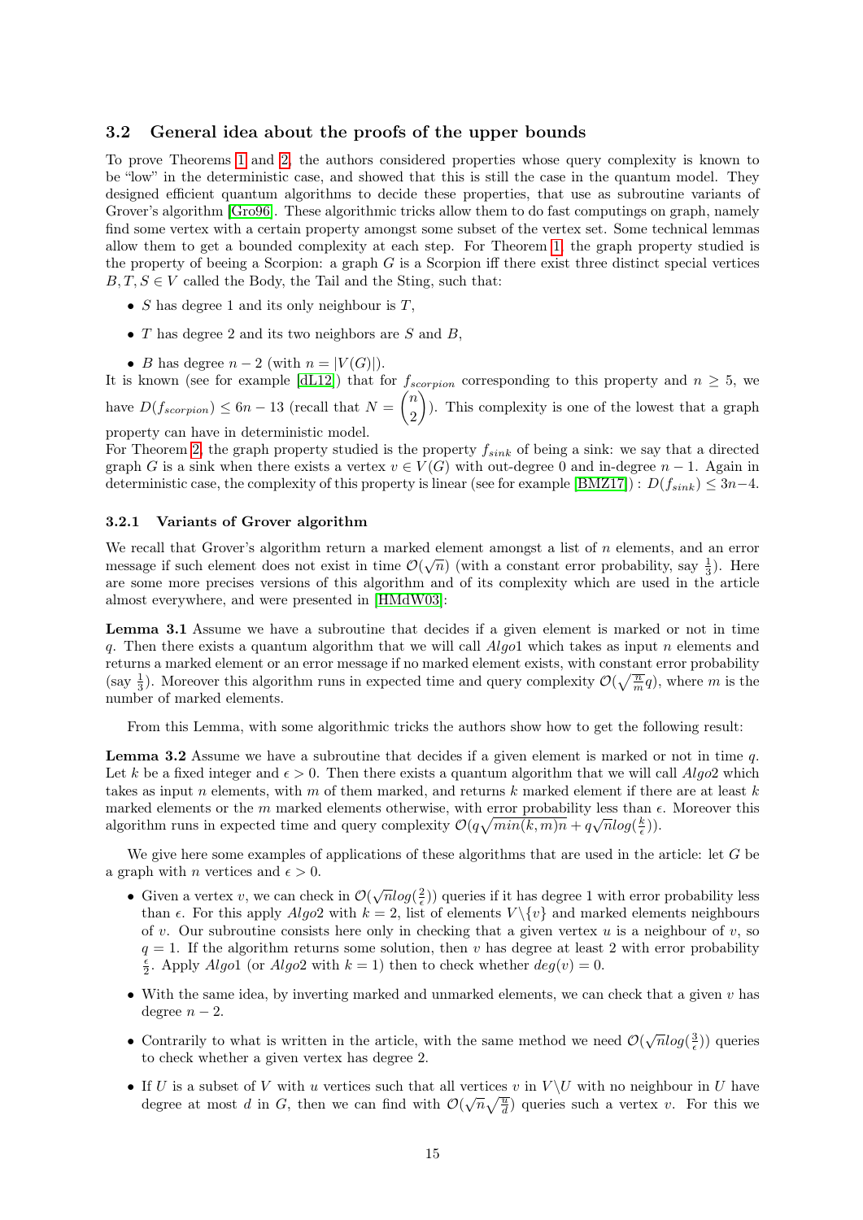### 3.2 General idea about the proofs of the upper bounds

To prove Theorems 1 and 2, the authors considered properties whose query complexity is known to be "low" in the deterministic case, and showed that this is still the case in the quantum model. They designed efficient quantum algorithms to decide these properties, that use as subroutine variants of Grover's algorithm [Gro96]. These algorithmic tricks allow them to do fast computings on graph, namely find some vertex with a certain property amongst some subset of the vertex set. Some technical lemmas allow them to get a bounded complexity at each step. For Theorem 1, the graph property studied is the property of beeing a Scorpion: a graph $G$ is a Scorpion iff there exist three distinct special vertices $B, T, S \in V$ called the Body, the Tail and the Sting, such that:

- $S$ has degree 1 and its only neighbour is $T$,
- $T$ has degree 2 and its two neighbors are $S$ and $B$,
- $B$ has degree $n-2$ (with $n = |V(G)|$).

It is known (see for example [dL12]) that for $f_{scorpion}$ corresponding to this property and $n \geq 5$, we have $D(f_{scorpion}) \leq 6n - 13$ (recall that $N = \binom{n}{2}$). This complexity is one of the lowest that a graph property can have in deterministic model.
For Theorem 2, the graph property studied is the property $f_{sink}$ of being a sink: we say that a directed graph $G$ is a sink when there exists a vertex $v \in V(G)$ with out-degree 0 and in-degree $n-1$. Again in deterministic case, the complexity of this property is linear (see for example [BMZ17]) : $D(f_{sink}) \leq 3n-4$.

#### 3.2.1 Variants of Grover algorithm

We recall that Grover's algorithm return a marked element amongst a list of $n$ elements, and an error message if such element does not exist in time $\mathcal{O}(\sqrt{n})$ (with a constant error probability, say $\frac{1}{3}$). Here are some more precises versions of this algorithm and of its complexity which are used in the article almost everywhere, and were presented in [HMdW03]:

**Lemma 3.1** Assume we have a subroutine that decides if a given element is marked or not in time $q$. Then there exists a quantum algorithm that we will call $Algo1$ which takes as input $n$ elements and returns a marked element or an error message if no marked element exists, with constant error probability (say $\frac{1}{3}$). Moreover this algorithm runs in expected time and query complexity $\mathcal{O}(\sqrt{\frac{n}{m}}q)$, where $m$ is the number of marked elements.

From this Lemma, with some algorithmic tricks the authors show how to get the following result:

**Lemma 3.2** Assume we have a subroutine that decides if a given element is marked or not in time $q$. Let $k$ be a fixed integer and $\epsilon > 0$. Then there exists a quantum algorithm that we will call $Algo2$ which takes as input $n$ elements, with $m$ of them marked, and returns $k$ marked element if there are at least $k$ marked elements or the $m$ marked elements otherwise, with error probability less than $\epsilon$. Moreover this algorithm runs in expected time and query complexity $\mathcal{O}(q\sqrt{min(k,m)n} + q\sqrt{n}log(\frac{k}{\epsilon}))$.

We give here some examples of applications of these algorithms that are used in the article: let $G$ be a graph with $n$ vertices and $\epsilon > 0$.

- Given a vertex $v$, we can check in $\mathcal{O}(\sqrt{n}log(\frac{2}{\epsilon}))$ queries if it has degree 1 with error probability less than $\epsilon$. For this apply $Algo2$ with $k = 2$, list of elements $V \backslash \{v\}$ and marked elements neighbours of $v$. Our subroutine consists here only in checking that a given vertex $u$ is a neighbour of $v$, so $q = 1$. If the algorithm returns some solution, then $v$ has degree at least 2 with error probability $\frac{\epsilon}{2}$. Apply $Algo1$ (or $Algo2$ with $k = 1$) then to check whether $deg(v) = 0$.
- With the same idea, by inverting marked and unmarked elements, we can check that a given $v$ has degree $n-2$.
- Contrarily to what is written in the article, with the same method we need $\mathcal{O}(\sqrt{n}log(\frac{3}{\epsilon}))$ queries to check whether a given vertex has degree 2.
- If $U$ is a subset of $V$ with $u$ vertices such that all vertices $v$ in $V \backslash U$ with no neighbour in $U$ have degree at most $d$ in $G$, then we can find with $\mathcal{O}(\sqrt{n}\sqrt{\frac{n}{d}})$ queries such a vertex $v$. For this we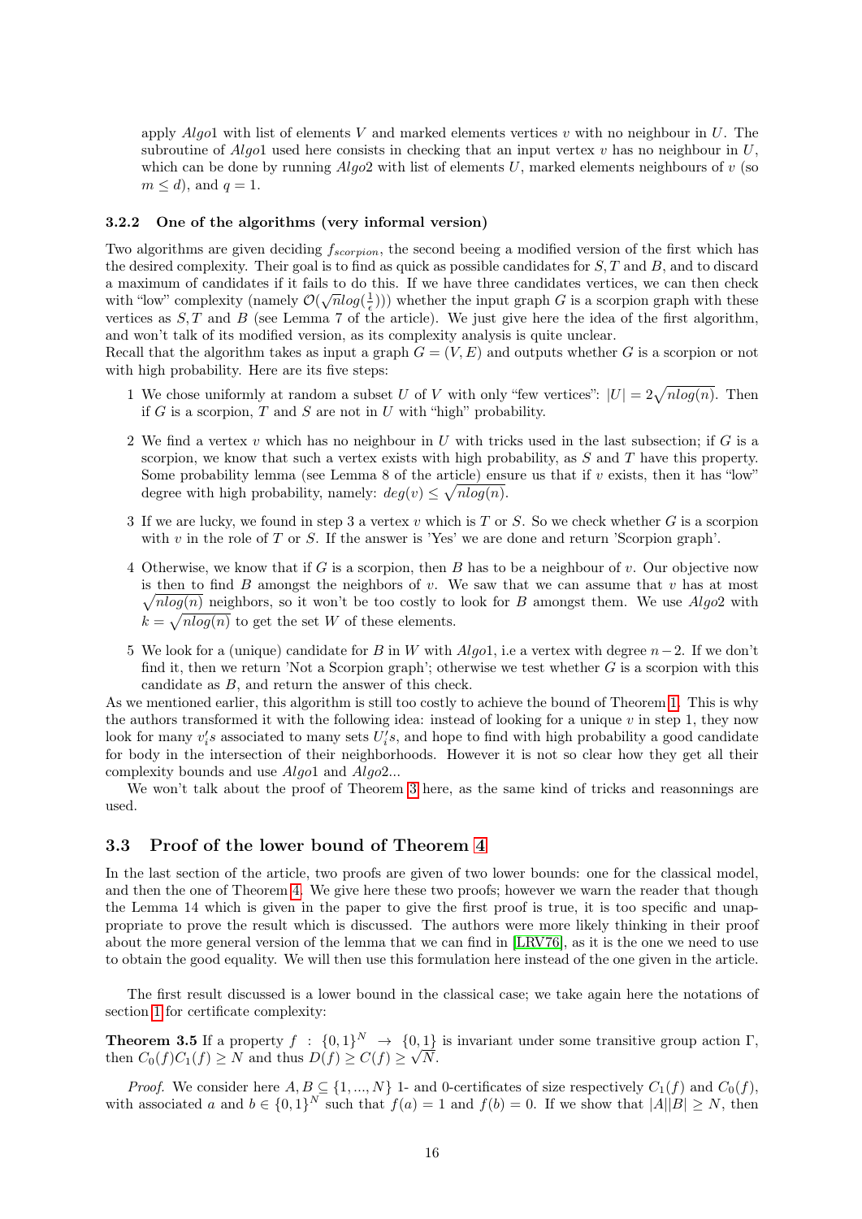apply $Algo1$ with list of elements $V$ and marked elements vertices $v$ with no neighbour in $U$. The subroutine of $Algo1$ used here consists in checking that an input vertex $v$ has no neighbour in $U$, which can be done by running $Algo2$ with list of elements $U$, marked elements neighbours of $v$ (so $m \leq d$), and $q = 1$.

### 3.2.2 One of the algorithms (very informal version)

Two algorithms are given deciding $f_{scorpion}$, the second beeing a modified version of the first which has the desired complexity. Their goal is to find as quick as possible candidates for $S, T$ and $B$, and to discard a maximum of candidates if it fails to do this. If we have three candidates vertices, we can then check with "low" complexity (namely $\mathcal{O}(\sqrt{n}log(\frac{1}{\epsilon}))$) whether the input graph $G$ is a scorpion graph with these vertices as $S, T$ and $B$ (see Lemma 7 of the article). We just give here the idea of the first algorithm, and won't talk of its modified version, as its complexity analysis is quite unclear.
Recall that the algorithm takes as input a graph $G = (V, E)$ and outputs whether $G$ is a scorpion or not with high probability. Here are its five steps:

1 We chose uniformly at random a subset $U$ of $V$ with only "few vertices": $|U| = 2\sqrt{nlog(n)}$. Then if $G$ is a scorpion, $T$ and $S$ are not in $U$ with "high" probability.

2 We find a vertex $v$ which has no neighbour in $U$ with tricks used in the last subsection; if $G$ is a scorpion, we know that such a vertex exists with high probability, as $S$ and $T$ have this property. Some probability lemma (see Lemma 8 of the article) ensure us that if $v$ exists, then it has "low" degree with high probability, namely: $deg(v) \leq \sqrt{nlog(n)}$.

3 If we are lucky, we found in step 3 a vertex $v$ which is $T$ or $S$. So we check whether $G$ is a scorpion with $v$ in the role of $T$ or $S$. If the answer is 'Yes' we are done and return 'Scorpion graph'.

4 Otherwise, we know that if $G$ is a scorpion, then $B$ has to be a neighbour of $v$. Our objective now is then to find $B$ amongst the neighbors of $v$. We saw that we can assume that $v$ has at most $\sqrt{nlog(n)}$ neighbors, so it won't be too costly to look for $B$ amongst them. We use $Algo2$ with $k = \sqrt{nlog(n)}$ to get the set $W$ of these elements.

5 We look for a (unique) candidate for $B$ in $W$ with $Algo1$, i.e a vertex with degree $n-2$. If we don't find it, then we return 'Not a Scorpion graph'; otherwise we test whether $G$ is a scorpion with this candidate as $B$, and return the answer of this check.

As we mentioned earlier, this algorithm is still too costly to achieve the bound of Theorem 1. This is why the authors transformed it with the following idea: instead of looking for a unique $v$ in step 1, they now look for many $v_i's$ associated to many sets $U_i's$, and hope to find with high probability a good candidate for body in the intersection of their neighborhoods. However it is not so clear how they get all their complexity bounds and use $Algo1$ and $Algo2$...

We won't talk about the proof of Theorem 3 here, as the same kind of tricks and reasonnings are used.

## 3.3 Proof of the lower bound of Theorem 4

In the last section of the article, two proofs are given of two lower bounds: one for the classical model, and then the one of Theorem 4. We give here these two proofs; however we warn the reader that though the Lemma 14 which is given in the paper to give the first proof is true, it is too specific and unappropriate to prove the result which is discussed. The authors were more likely thinking in their proof about the more general version of the lemma that we can find in [LRV76], as it is the one we need to use to obtain the good equality. We will then use this formulation here instead of the one given in the article.

The first result discussed is a lower bound in the classical case; we take again here the notations of section 1 for certificate complexity:

**Theorem 3.5** If a property $f : \{0,1\}^N \rightarrow \{0,1\}$ is invariant under some transitive group action $\Gamma$, then $C_0(f)C_1(f) \geq N$ and thus $D(f) \geq C(f) \geq \sqrt{N}$.

*Proof.* We consider here $A, B \subseteq \{1, ..., N\}$ 1- and 0-certificates of size respectively $C_1(f)$ and $C_0(f)$, with associated $a$ and $b \in \{0,1\}^N$ such that $f(a) = 1$ and $f(b) = 0$. If we show that $|A||B| \geq N$, then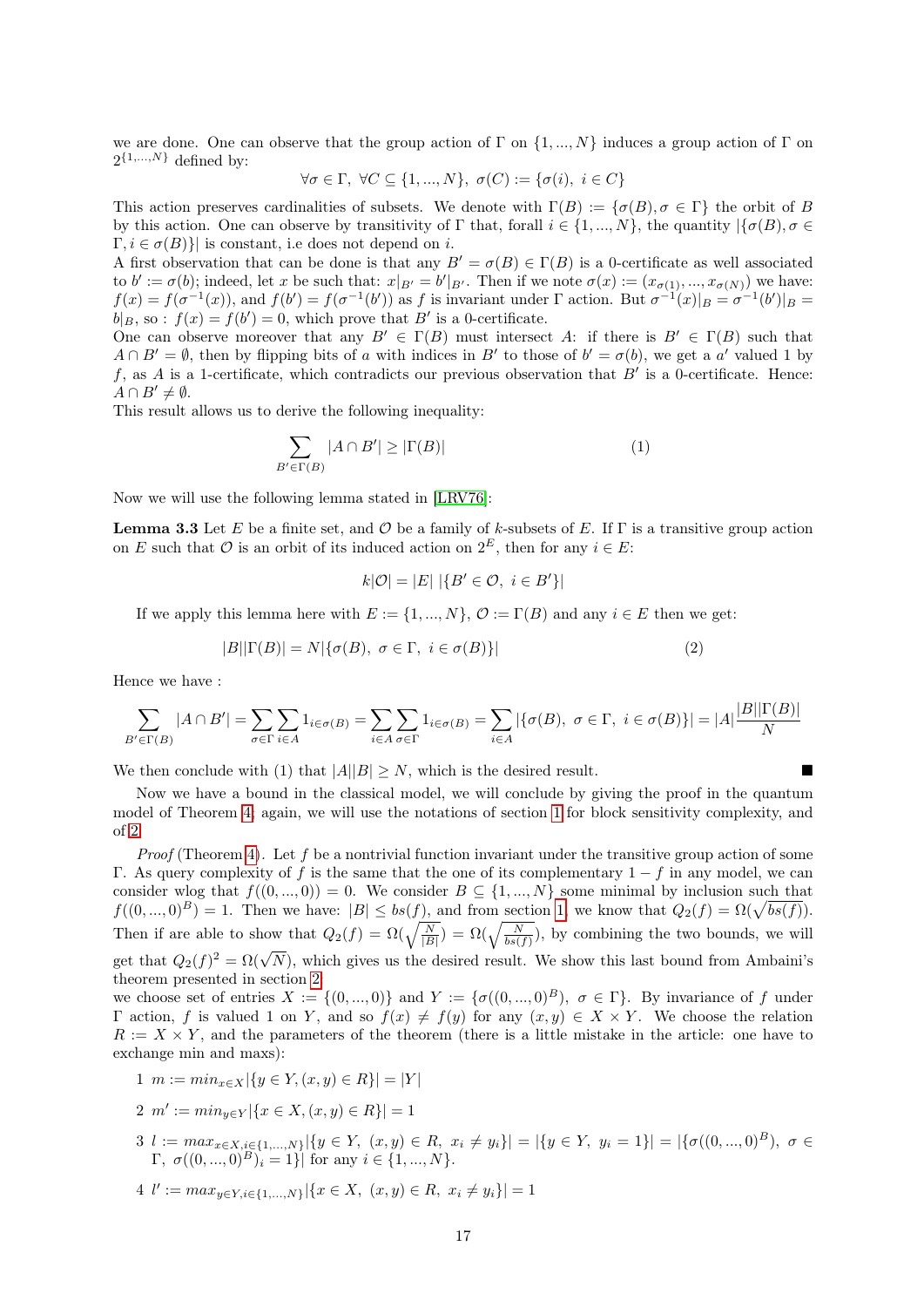we are done. One can observe that the group action of $\Gamma$ on $\{1, ..., N\}$ induces a group action of $\Gamma$ on $2^{\{1,...,N\}}$ defined by:

$$\forall \sigma \in \Gamma,\ \forall C \subseteq \{1, ..., N\},\ \sigma(C) := \{\sigma(i),\ i \in C\}$$

This action preserves cardinalities of subsets. We denote with $\Gamma(B) := \{\sigma(B), \sigma \in \Gamma\}$ the orbit of $B$ by this action. One can observe by transitivity of $\Gamma$ that, forall $i \in \{1, ..., N\}$, the quantity $|\{\sigma(B), \sigma \in \Gamma, i \in \sigma(B)\}|$ is constant, i.e does not depend on $i$.

A first observation that can be done is that any $B' = \sigma(B) \in \Gamma(B)$ is a 0-certificate as well associated to $b' := \sigma(b)$; indeed, let $x$ be such that: $x|_{B'} = b'|_{B'}$. Then if we note $\sigma(x) := (x_{\sigma(1)}, ..., x_{\sigma(N)})$ we have: $f(x) = f(\sigma^{-1}(x))$, and $f(b') = f(\sigma^{-1}(b'))$ as $f$ is invariant under $\Gamma$ action. But $\sigma^{-1}(x)|_B = \sigma^{-1}(b')|_B = b|_B$, so : $f(x) = f(b') = 0$, which prove that $B'$ is a 0-certificate.

One can observe moreover that any $B' \in \Gamma(B)$ must intersect $A$: if there is $B' \in \Gamma(B)$ such that $A \cap B' = \emptyset$, then by flipping bits of $a$ with indices in $B'$ to those of $b' = \sigma(b)$, we get a $a'$ valued 1 by $f$, as $A$ is a 1-certificate, which contradicts our previous observation that $B'$ is a 0-certificate. Hence: $A \cap B' \neq \emptyset$.

This result allows us to derive the following inequality:

$$\sum_{B' \in \Gamma(B)} |A \cap B'| \geq |\Gamma(B)| \tag{1}$$

Now we will use the following lemma stated in [LRV76]:

**Lemma 3.3** Let $E$ be a finite set, and $\mathcal{O}$ be a family of $k$-subsets of $E$. If $\Gamma$ is a transitive group action on $E$ such that $\mathcal{O}$ is an orbit of its induced action on $2^E$, then for any $i \in E$:

$$k|\mathcal{O}| = |E|\ |\{B' \in \mathcal{O},\ i \in B'\}|$$

If we apply this lemma here with $E := \{1, ..., N\}$, $\mathcal{O} := \Gamma(B)$ and any $i \in E$ then we get:

$$|B||\Gamma(B)| = N|\{\sigma(B),\ \sigma \in \Gamma,\ i \in \sigma(B)\}| \tag{2}$$

Hence we have :

$$\sum_{B' \in \Gamma(B)} |A \cap B'| = \sum_{\sigma \in \Gamma} \sum_{i \in A} 1_{i \in \sigma(B)} = \sum_{i \in A} \sum_{\sigma \in \Gamma} 1_{i \in \sigma(B)} = \sum_{i \in A} |\{\sigma(B),\ \sigma \in \Gamma,\ i \in \sigma(B)\}| = |A| \frac{|B||\Gamma(B)|}{N}$$

We then conclude with (1) that $|A||B| \geq N$, which is the desired result. ∎

Now we have a bound in the classical model, we will conclude by giving the proof in the quantum model of Theorem 4, again, we will use the notations of section 1 for block sensitivity complexity, and of 2.

*Proof* (Theorem 4). Let $f$ be a nontrivial function invariant under the transitive group action of some $\Gamma$. As query complexity of $f$ is the same that the one of its complementary $1 - f$ in any model, we can consider wlog that $f((0, ..., 0)) = 0$. We consider $B \subseteq \{1, ..., N\}$ some minimal by inclusion such that $f((0, ..., 0)^B) = 1$. Then we have: $|B| \leq bs(f)$, and from section 1, we know that $Q_2(f) = \Omega(\sqrt{bs(f)})$. Then if are able to show that $Q_2(f) = \Omega(\sqrt{\frac{N}{|B|}}) = \Omega(\sqrt{\frac{N}{bs(f)}})$, by combining the two bounds, we will get that $Q_2(f)^2 = \Omega(\sqrt{N})$, which gives us the desired result. We show this last bound from Ambaini's theorem presented in section 2.

we choose set of entries $X := \{(0, ..., 0)\}$ and $Y := \{\sigma((0, ..., 0)^B),\ \sigma \in \Gamma\}$. By invariance of $f$ under $\Gamma$ action, $f$ is valued 1 on $Y$, and so $f(x) \neq f(y)$ for any $(x, y) \in X \times Y$. We choose the relation $R := X \times Y$, and the parameters of the theorem (there is a little mistake in the article: one have to exchange min and maxs):

1. $m := min_{x \in X} |\{y \in Y, (x, y) \in R\}| = |Y|$
2. $m' := min_{y \in Y} |\{x \in X, (x, y) \in R\}| = 1$
3. $l := max_{x \in X, i \in \{1,...,N\}} |\{y \in Y,\ (x, y) \in R,\ x_i \neq y_i\}| = |\{y \in Y,\ y_i = 1\}| = |\{\sigma((0, ..., 0)^B),\ \sigma \in \Gamma,\ \sigma((0, ..., 0)^B)_i = 1\}|$ for any $i \in \{1, ..., N\}$.
4. $l' := max_{y \in Y, i \in \{1,...,N\}} |\{x \in X,\ (x, y) \in R,\ x_i \neq y_i\}| = 1$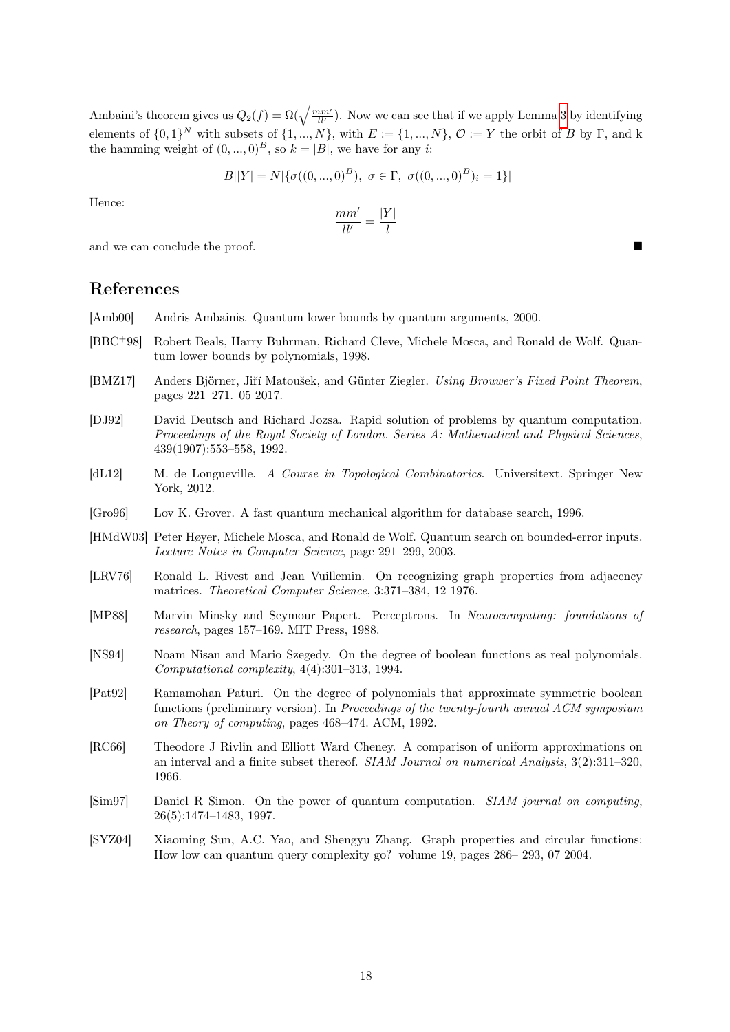Ambaini's theorem gives us $Q_2(f) = \Omega(\sqrt{\frac{mm'}{ll'}})$. Now we can see that if we apply Lemma 3 by identifying elements of $\{0,1\}^N$ with subsets of $\{1,...,N\}$, with $E := \{1,...,N\}$, $\mathcal{O} := Y$ the orbit of $B$ by $\Gamma$, and k the hamming weight of $(0,...,0)^B$, so $k = |B|$, we have for any $i$:

$$|B||Y| = N|\{\sigma((0,...,0)^B),\ \sigma \in \Gamma,\ \sigma((0,...,0)^B)_i = 1\}|$$

Hence:

$$\frac{mm'}{ll'} = \frac{|Y|}{l}$$

and we can conclude the proof. ■

## References

[Amb00] Andris Ambainis. Quantum lower bounds by quantum arguments, 2000.

[BBC+98] Robert Beals, Harry Buhrman, Richard Cleve, Michele Mosca, and Ronald de Wolf. Quantum lower bounds by polynomials, 1998.

[BMZ17] Anders Björner, Jiří Matoušek, and Günter Ziegler. *Using Brouwer's Fixed Point Theorem*, pages 221–271. 05 2017.

[DJ92] David Deutsch and Richard Jozsa. Rapid solution of problems by quantum computation. *Proceedings of the Royal Society of London. Series A: Mathematical and Physical Sciences*, 439(1907):553–558, 1992.

[dL12] M. de Longueville. *A Course in Topological Combinatorics*. Universitext. Springer New York, 2012.

[Gro96] Lov K. Grover. A fast quantum mechanical algorithm for database search, 1996.

[HMdW03] Peter Høyer, Michele Mosca, and Ronald de Wolf. Quantum search on bounded-error inputs. *Lecture Notes in Computer Science*, page 291–299, 2003.

[LRV76] Ronald L. Rivest and Jean Vuillemin. On recognizing graph properties from adjacency matrices. *Theoretical Computer Science*, 3:371–384, 12 1976.

[MP88] Marvin Minsky and Seymour Papert. Perceptrons. In *Neurocomputing: foundations of research*, pages 157–169. MIT Press, 1988.

[NS94] Noam Nisan and Mario Szegedy. On the degree of boolean functions as real polynomials. *Computational complexity*, 4(4):301–313, 1994.

[Pat92] Ramamohan Paturi. On the degree of polynomials that approximate symmetric boolean functions (preliminary version). In *Proceedings of the twenty-fourth annual ACM symposium on Theory of computing*, pages 468–474. ACM, 1992.

[RC66] Theodore J Rivlin and Elliott Ward Cheney. A comparison of uniform approximations on an interval and a finite subset thereof. *SIAM Journal on numerical Analysis*, 3(2):311–320, 1966.

[Sim97] Daniel R Simon. On the power of quantum computation. *SIAM journal on computing*, 26(5):1474–1483, 1997.

[SYZ04] Xiaoming Sun, A.C. Yao, and Shengyu Zhang. Graph properties and circular functions: How low can quantum query complexity go? volume 19, pages 286– 293, 07 2004.